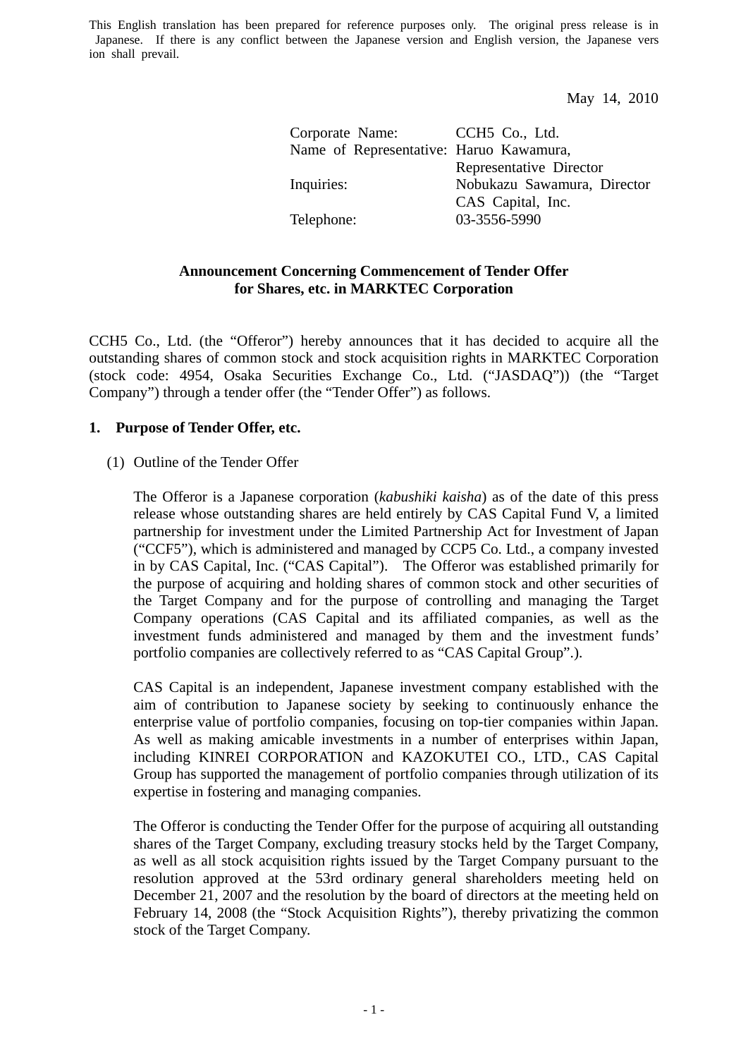This English translation has been prepared for reference purposes only. The original press release is in Japanese. If there is any conflict between the Japanese version and English version, the Japanese version shall prevail.

May 14, 2010

Corporate Name: CCH5 Co., Ltd.
Name of Representative: Haruo Kawamura, Representative Director
Inquiries: Nobukazu Sawamura, Director
CAS Capital, Inc.
Telephone: 03-3556-5990

**Announcement Concerning Commencement of Tender Offer for Shares, etc. in MARKTEC Corporation**

CCH5 Co., Ltd. (the "Offeror") hereby announces that it has decided to acquire all the outstanding shares of common stock and stock acquisition rights in MARKTEC Corporation (stock code: 4954, Osaka Securities Exchange Co., Ltd. ("JASDAQ")) (the "Target Company") through a tender offer (the "Tender Offer") as follows.

## 1. Purpose of Tender Offer, etc.

(1) Outline of the Tender Offer

The Offeror is a Japanese corporation (*kabushiki kaisha*) as of the date of this press release whose outstanding shares are held entirely by CAS Capital Fund V, a limited partnership for investment under the Limited Partnership Act for Investment of Japan ("CCF5"), which is administered and managed by CCP5 Co. Ltd., a company invested in by CAS Capital, Inc. ("CAS Capital"). The Offeror was established primarily for the purpose of acquiring and holding shares of common stock and other securities of the Target Company and for the purpose of controlling and managing the Target Company operations (CAS Capital and its affiliated companies, as well as the investment funds administered and managed by them and the investment funds' portfolio companies are collectively referred to as "CAS Capital Group".).

CAS Capital is an independent, Japanese investment company established with the aim of contribution to Japanese society by seeking to continuously enhance the enterprise value of portfolio companies, focusing on top-tier companies within Japan. As well as making amicable investments in a number of enterprises within Japan, including KINREI CORPORATION and KAZOKUTEI CO., LTD., CAS Capital Group has supported the management of portfolio companies through utilization of its expertise in fostering and managing companies.

The Offeror is conducting the Tender Offer for the purpose of acquiring all outstanding shares of the Target Company, excluding treasury stocks held by the Target Company, as well as all stock acquisition rights issued by the Target Company pursuant to the resolution approved at the 53rd ordinary general shareholders meeting held on December 21, 2007 and the resolution by the board of directors at the meeting held on February 14, 2008 (the "Stock Acquisition Rights"), thereby privatizing the common stock of the Target Company.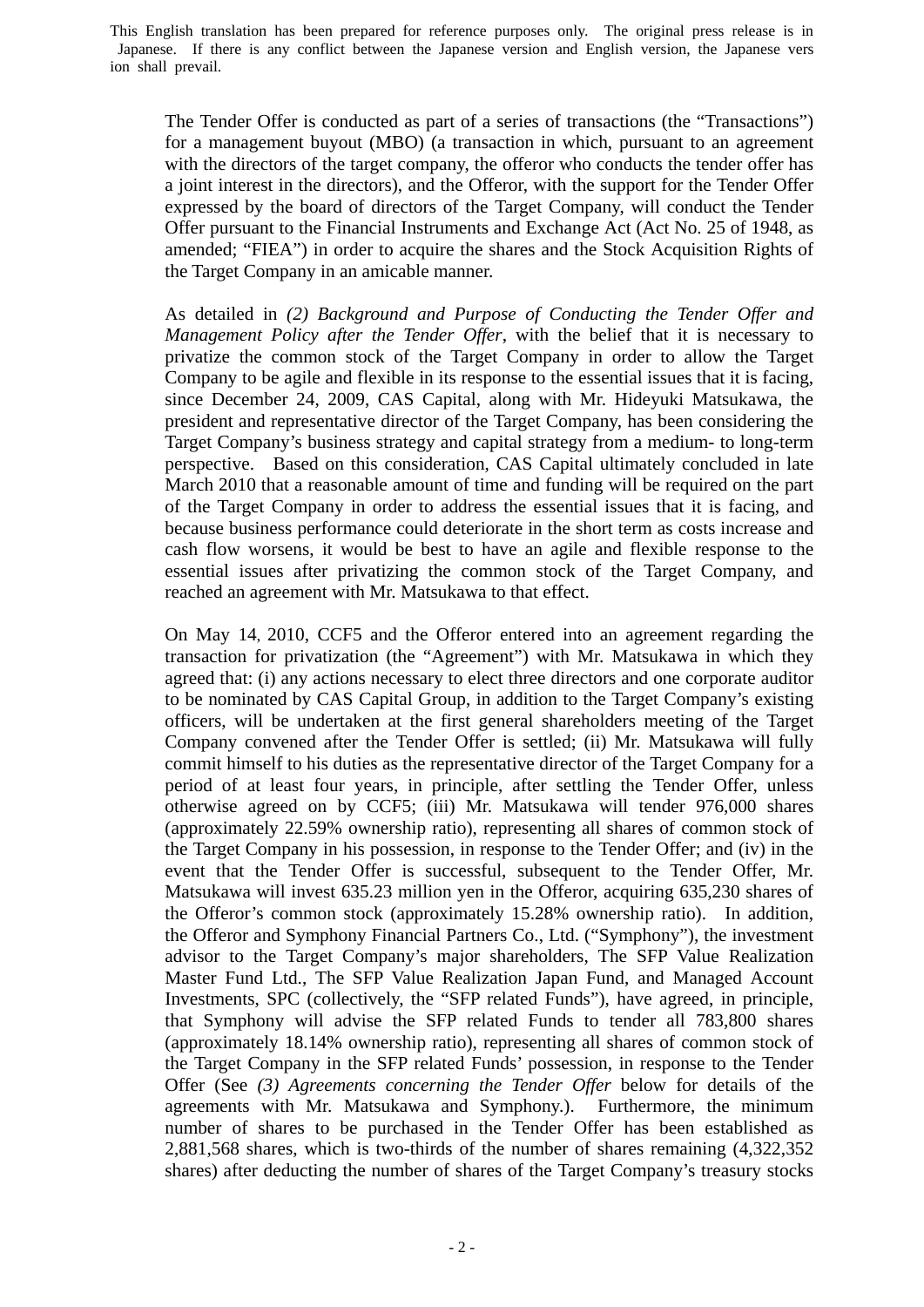The Tender Offer is conducted as part of a series of transactions (the "Transactions") for a management buyout (MBO) (a transaction in which, pursuant to an agreement with the directors of the target company, the offeror who conducts the tender offer has a joint interest in the directors), and the Offeror, with the support for the Tender Offer expressed by the board of directors of the Target Company, will conduct the Tender Offer pursuant to the Financial Instruments and Exchange Act (Act No. 25 of 1948, as amended; "FIEA") in order to acquire the shares and the Stock Acquisition Rights of the Target Company in an amicable manner.

As detailed in *(2) Background and Purpose of Conducting the Tender Offer and Management Policy after the Tender Offer*, with the belief that it is necessary to privatize the common stock of the Target Company in order to allow the Target Company to be agile and flexible in its response to the essential issues that it is facing, since December 24, 2009, CAS Capital, along with Mr. Hideyuki Matsukawa, the president and representative director of the Target Company, has been considering the Target Company's business strategy and capital strategy from a medium- to long-term perspective. Based on this consideration, CAS Capital ultimately concluded in late March 2010 that a reasonable amount of time and funding will be required on the part of the Target Company in order to address the essential issues that it is facing, and because business performance could deteriorate in the short term as costs increase and cash flow worsens, it would be best to have an agile and flexible response to the essential issues after privatizing the common stock of the Target Company, and reached an agreement with Mr. Matsukawa to that effect.

On May 14, 2010, CCF5 and the Offeror entered into an agreement regarding the transaction for privatization (the "Agreement") with Mr. Matsukawa in which they agreed that: (i) any actions necessary to elect three directors and one corporate auditor to be nominated by CAS Capital Group, in addition to the Target Company's existing officers, will be undertaken at the first general shareholders meeting of the Target Company convened after the Tender Offer is settled; (ii) Mr. Matsukawa will fully commit himself to his duties as the representative director of the Target Company for a period of at least four years, in principle, after settling the Tender Offer, unless otherwise agreed on by CCF5; (iii) Mr. Matsukawa will tender 976,000 shares (approximately 22.59% ownership ratio), representing all shares of common stock of the Target Company in his possession, in response to the Tender Offer; and (iv) in the event that the Tender Offer is successful, subsequent to the Tender Offer, Mr. Matsukawa will invest 635.23 million yen in the Offeror, acquiring 635,230 shares of the Offeror's common stock (approximately 15.28% ownership ratio). In addition, the Offeror and Symphony Financial Partners Co., Ltd. ("Symphony"), the investment advisor to the Target Company's major shareholders, The SFP Value Realization Master Fund Ltd., The SFP Value Realization Japan Fund, and Managed Account Investments, SPC (collectively, the "SFP related Funds"), have agreed, in principle, that Symphony will advise the SFP related Funds to tender all 783,800 shares (approximately 18.14% ownership ratio), representing all shares of common stock of the Target Company in the SFP related Funds' possession, in response to the Tender Offer (See *(3) Agreements concerning the Tender Offer* below for details of the agreements with Mr. Matsukawa and Symphony.). Furthermore, the minimum number of shares to be purchased in the Tender Offer has been established as 2,881,568 shares, which is two-thirds of the number of shares remaining (4,322,352 shares) after deducting the number of shares of the Target Company's treasury stocks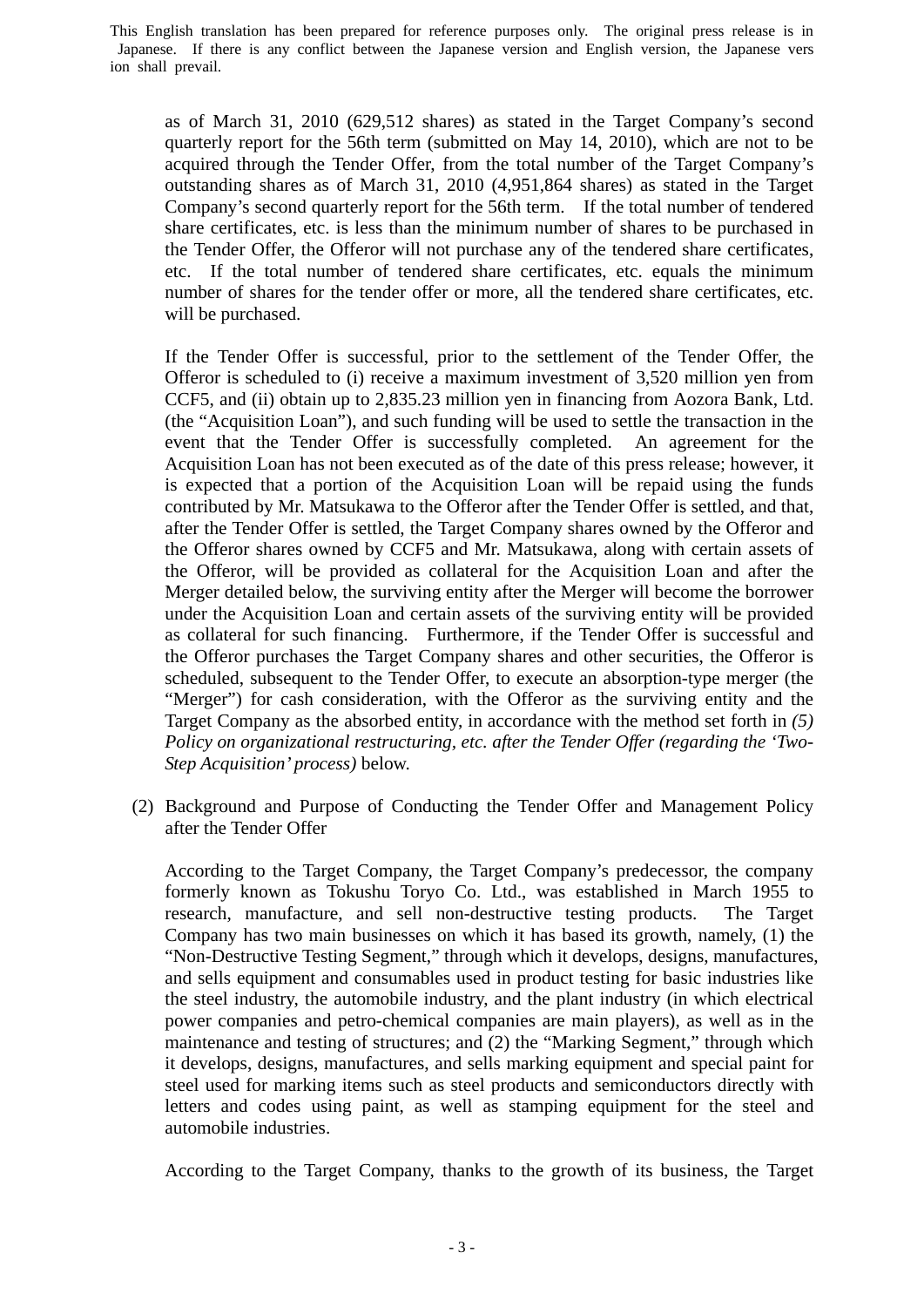as of March 31, 2010 (629,512 shares) as stated in the Target Company's second quarterly report for the 56th term (submitted on May 14, 2010), which are not to be acquired through the Tender Offer, from the total number of the Target Company's outstanding shares as of March 31, 2010 (4,951,864 shares) as stated in the Target Company's second quarterly report for the 56th term. If the total number of tendered share certificates, etc. is less than the minimum number of shares to be purchased in the Tender Offer, the Offeror will not purchase any of the tendered share certificates, etc. If the total number of tendered share certificates, etc. equals the minimum number of shares for the tender offer or more, all the tendered share certificates, etc. will be purchased.

If the Tender Offer is successful, prior to the settlement of the Tender Offer, the Offeror is scheduled to (i) receive a maximum investment of 3,520 million yen from CCF5, and (ii) obtain up to 2,835.23 million yen in financing from Aozora Bank, Ltd. (the "Acquisition Loan"), and such funding will be used to settle the transaction in the event that the Tender Offer is successfully completed. An agreement for the Acquisition Loan has not been executed as of the date of this press release; however, it is expected that a portion of the Acquisition Loan will be repaid using the funds contributed by Mr. Matsukawa to the Offeror after the Tender Offer is settled, and that, after the Tender Offer is settled, the Target Company shares owned by the Offeror and the Offeror shares owned by CCF5 and Mr. Matsukawa, along with certain assets of the Offeror, will be provided as collateral for the Acquisition Loan and after the Merger detailed below, the surviving entity after the Merger will become the borrower under the Acquisition Loan and certain assets of the surviving entity will be provided as collateral for such financing. Furthermore, if the Tender Offer is successful and the Offeror purchases the Target Company shares and other securities, the Offeror is scheduled, subsequent to the Tender Offer, to execute an absorption-type merger (the "Merger") for cash consideration, with the Offeror as the surviving entity and the Target Company as the absorbed entity, in accordance with the method set forth in *(5) Policy on organizational restructuring, etc. after the Tender Offer (regarding the 'Two-Step Acquisition' process)* below.

(2) Background and Purpose of Conducting the Tender Offer and Management Policy after the Tender Offer

According to the Target Company, the Target Company's predecessor, the company formerly known as Tokushu Toryo Co. Ltd., was established in March 1955 to research, manufacture, and sell non-destructive testing products. The Target Company has two main businesses on which it has based its growth, namely, (1) the "Non-Destructive Testing Segment," through which it develops, designs, manufactures, and sells equipment and consumables used in product testing for basic industries like the steel industry, the automobile industry, and the plant industry (in which electrical power companies and petro-chemical companies are main players), as well as in the maintenance and testing of structures; and (2) the "Marking Segment," through which it develops, designs, manufactures, and sells marking equipment and special paint for steel used for marking items such as steel products and semiconductors directly with letters and codes using paint, as well as stamping equipment for the steel and automobile industries.

According to the Target Company, thanks to the growth of its business, the Target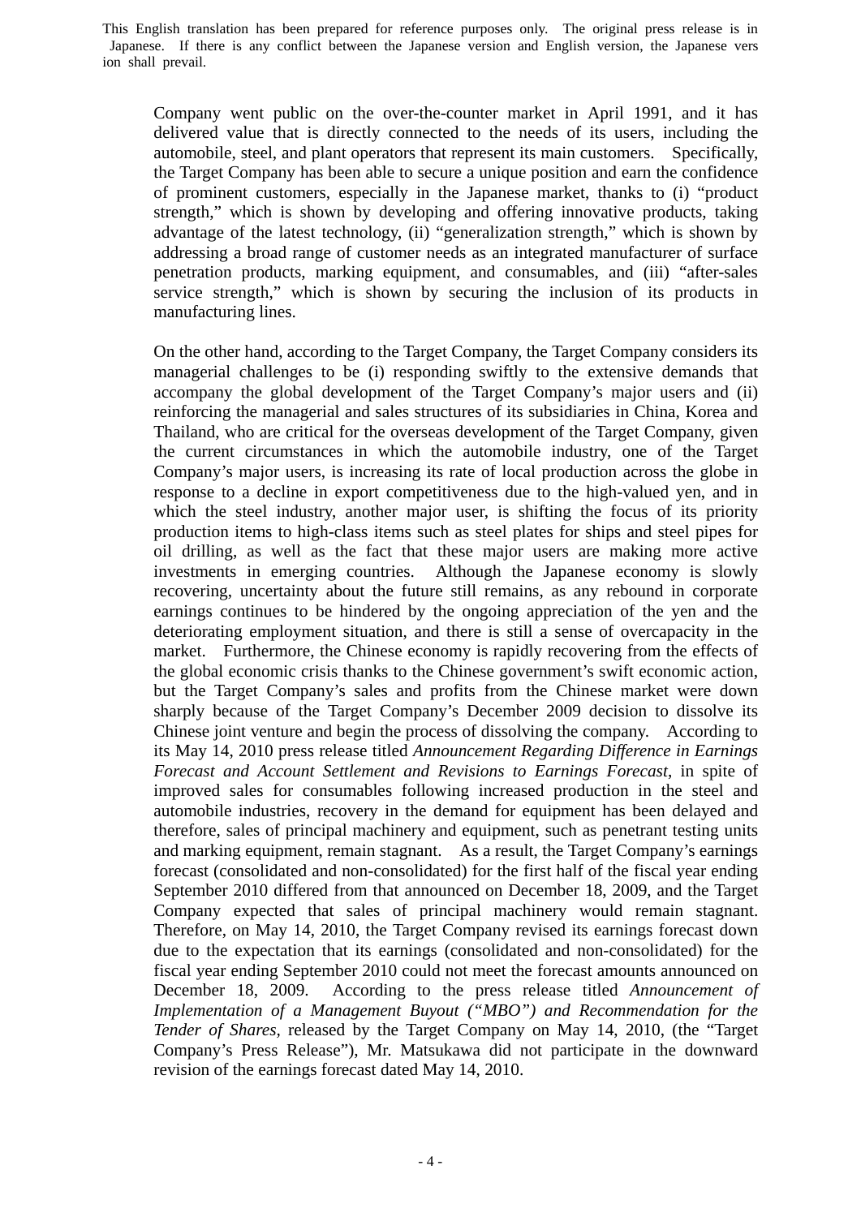Company went public on the over-the-counter market in April 1991, and it has delivered value that is directly connected to the needs of its users, including the automobile, steel, and plant operators that represent its main customers. Specifically, the Target Company has been able to secure a unique position and earn the confidence of prominent customers, especially in the Japanese market, thanks to (i) "product strength," which is shown by developing and offering innovative products, taking advantage of the latest technology, (ii) "generalization strength," which is shown by addressing a broad range of customer needs as an integrated manufacturer of surface penetration products, marking equipment, and consumables, and (iii) "after-sales service strength," which is shown by securing the inclusion of its products in manufacturing lines.

On the other hand, according to the Target Company, the Target Company considers its managerial challenges to be (i) responding swiftly to the extensive demands that accompany the global development of the Target Company's major users and (ii) reinforcing the managerial and sales structures of its subsidiaries in China, Korea and Thailand, who are critical for the overseas development of the Target Company, given the current circumstances in which the automobile industry, one of the Target Company's major users, is increasing its rate of local production across the globe in response to a decline in export competitiveness due to the high-valued yen, and in which the steel industry, another major user, is shifting the focus of its priority production items to high-class items such as steel plates for ships and steel pipes for oil drilling, as well as the fact that these major users are making more active investments in emerging countries. Although the Japanese economy is slowly recovering, uncertainty about the future still remains, as any rebound in corporate earnings continues to be hindered by the ongoing appreciation of the yen and the deteriorating employment situation, and there is still a sense of overcapacity in the market. Furthermore, the Chinese economy is rapidly recovering from the effects of the global economic crisis thanks to the Chinese government's swift economic action, but the Target Company's sales and profits from the Chinese market were down sharply because of the Target Company's December 2009 decision to dissolve its Chinese joint venture and begin the process of dissolving the company. According to its May 14, 2010 press release titled *Announcement Regarding Difference in Earnings Forecast and Account Settlement and Revisions to Earnings Forecast*, in spite of improved sales for consumables following increased production in the steel and automobile industries, recovery in the demand for equipment has been delayed and therefore, sales of principal machinery and equipment, such as penetrant testing units and marking equipment, remain stagnant. As a result, the Target Company's earnings forecast (consolidated and non-consolidated) for the first half of the fiscal year ending September 2010 differed from that announced on December 18, 2009, and the Target Company expected that sales of principal machinery would remain stagnant. Therefore, on May 14, 2010, the Target Company revised its earnings forecast down due to the expectation that its earnings (consolidated and non-consolidated) for the fiscal year ending September 2010 could not meet the forecast amounts announced on December 18, 2009. According to the press release titled *Announcement of Implementation of a Management Buyout ("MBO") and Recommendation for the Tender of Shares*, released by the Target Company on May 14, 2010, (the "Target Company's Press Release"), Mr. Matsukawa did not participate in the downward revision of the earnings forecast dated May 14, 2010.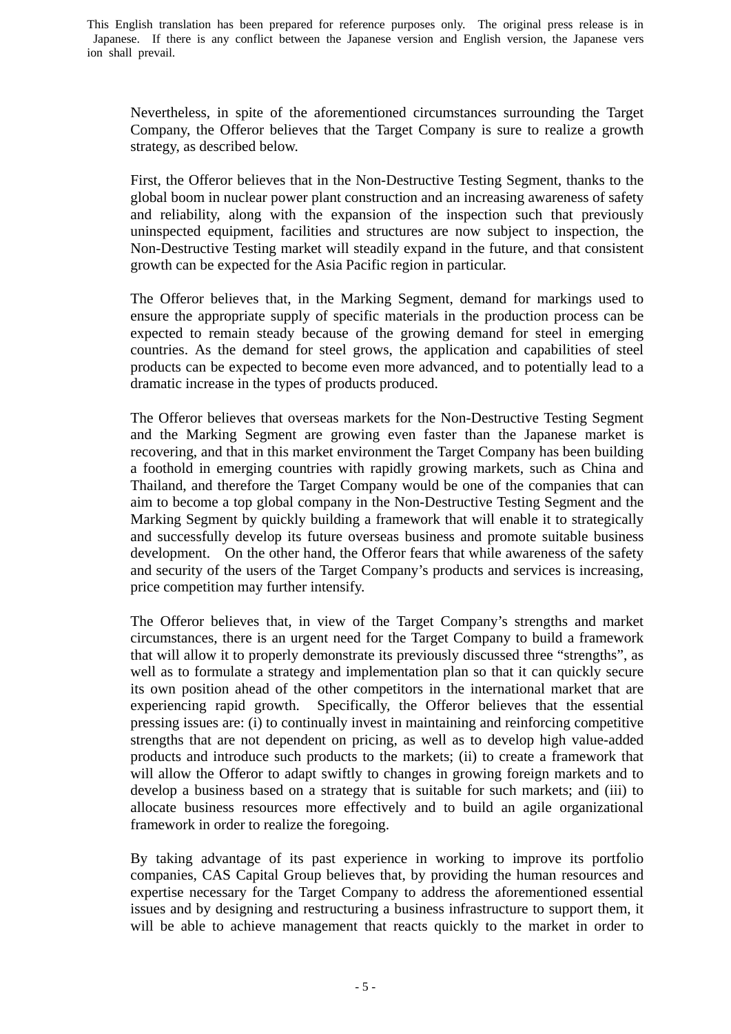Nevertheless, in spite of the aforementioned circumstances surrounding the Target Company, the Offeror believes that the Target Company is sure to realize a growth strategy, as described below.

First, the Offeror believes that in the Non-Destructive Testing Segment, thanks to the global boom in nuclear power plant construction and an increasing awareness of safety and reliability, along with the expansion of the inspection such that previously uninspected equipment, facilities and structures are now subject to inspection, the Non-Destructive Testing market will steadily expand in the future, and that consistent growth can be expected for the Asia Pacific region in particular.

The Offeror believes that, in the Marking Segment, demand for markings used to ensure the appropriate supply of specific materials in the production process can be expected to remain steady because of the growing demand for steel in emerging countries. As the demand for steel grows, the application and capabilities of steel products can be expected to become even more advanced, and to potentially lead to a dramatic increase in the types of products produced.

The Offeror believes that overseas markets for the Non-Destructive Testing Segment and the Marking Segment are growing even faster than the Japanese market is recovering, and that in this market environment the Target Company has been building a foothold in emerging countries with rapidly growing markets, such as China and Thailand, and therefore the Target Company would be one of the companies that can aim to become a top global company in the Non-Destructive Testing Segment and the Marking Segment by quickly building a framework that will enable it to strategically and successfully develop its future overseas business and promote suitable business development. On the other hand, the Offeror fears that while awareness of the safety and security of the users of the Target Company's products and services is increasing, price competition may further intensify.

The Offeror believes that, in view of the Target Company's strengths and market circumstances, there is an urgent need for the Target Company to build a framework that will allow it to properly demonstrate its previously discussed three "strengths", as well as to formulate a strategy and implementation plan so that it can quickly secure its own position ahead of the other competitors in the international market that are experiencing rapid growth. Specifically, the Offeror believes that the essential pressing issues are: (i) to continually invest in maintaining and reinforcing competitive strengths that are not dependent on pricing, as well as to develop high value-added products and introduce such products to the markets; (ii) to create a framework that will allow the Offeror to adapt swiftly to changes in growing foreign markets and to develop a business based on a strategy that is suitable for such markets; and (iii) to allocate business resources more effectively and to build an agile organizational framework in order to realize the foregoing.

By taking advantage of its past experience in working to improve its portfolio companies, CAS Capital Group believes that, by providing the human resources and expertise necessary for the Target Company to address the aforementioned essential issues and by designing and restructuring a business infrastructure to support them, it will be able to achieve management that reacts quickly to the market in order to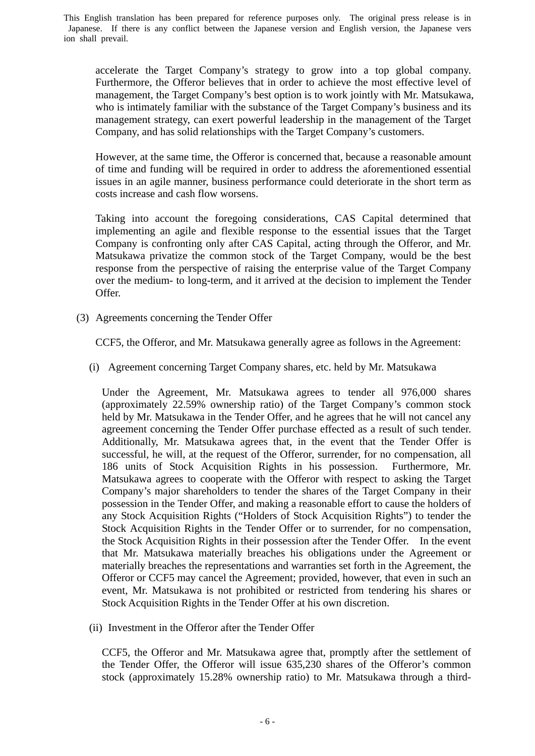accelerate the Target Company's strategy to grow into a top global company. Furthermore, the Offeror believes that in order to achieve the most effective level of management, the Target Company's best option is to work jointly with Mr. Matsukawa, who is intimately familiar with the substance of the Target Company's business and its management strategy, can exert powerful leadership in the management of the Target Company, and has solid relationships with the Target Company's customers.

However, at the same time, the Offeror is concerned that, because a reasonable amount of time and funding will be required in order to address the aforementioned essential issues in an agile manner, business performance could deteriorate in the short term as costs increase and cash flow worsens.

Taking into account the foregoing considerations, CAS Capital determined that implementing an agile and flexible response to the essential issues that the Target Company is confronting only after CAS Capital, acting through the Offeror, and Mr. Matsukawa privatize the common stock of the Target Company, would be the best response from the perspective of raising the enterprise value of the Target Company over the medium- to long-term, and it arrived at the decision to implement the Tender Offer.

(3) Agreements concerning the Tender Offer

CCF5, the Offeror, and Mr. Matsukawa generally agree as follows in the Agreement:

(i) Agreement concerning Target Company shares, etc. held by Mr. Matsukawa

Under the Agreement, Mr. Matsukawa agrees to tender all 976,000 shares (approximately 22.59% ownership ratio) of the Target Company's common stock held by Mr. Matsukawa in the Tender Offer, and he agrees that he will not cancel any agreement concerning the Tender Offer purchase effected as a result of such tender. Additionally, Mr. Matsukawa agrees that, in the event that the Tender Offer is successful, he will, at the request of the Offeror, surrender, for no compensation, all 186 units of Stock Acquisition Rights in his possession. Furthermore, Mr. Matsukawa agrees to cooperate with the Offeror with respect to asking the Target Company's major shareholders to tender the shares of the Target Company in their possession in the Tender Offer, and making a reasonable effort to cause the holders of any Stock Acquisition Rights ("Holders of Stock Acquisition Rights") to tender the Stock Acquisition Rights in the Tender Offer or to surrender, for no compensation, the Stock Acquisition Rights in their possession after the Tender Offer. In the event that Mr. Matsukawa materially breaches his obligations under the Agreement or materially breaches the representations and warranties set forth in the Agreement, the Offeror or CCF5 may cancel the Agreement; provided, however, that even in such an event, Mr. Matsukawa is not prohibited or restricted from tendering his shares or Stock Acquisition Rights in the Tender Offer at his own discretion.

(ii) Investment in the Offeror after the Tender Offer

CCF5, the Offeror and Mr. Matsukawa agree that, promptly after the settlement of the Tender Offer, the Offeror will issue 635,230 shares of the Offeror's common stock (approximately 15.28% ownership ratio) to Mr. Matsukawa through a third-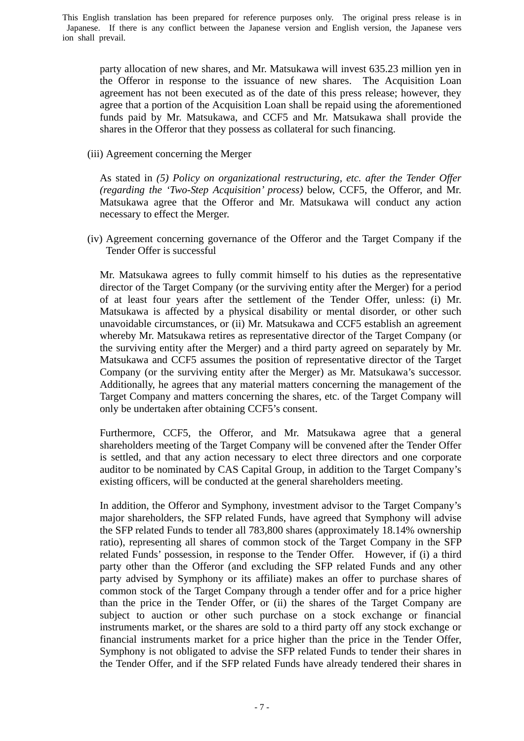party allocation of new shares, and Mr. Matsukawa will invest 635.23 million yen in the Offeror in response to the issuance of new shares. The Acquisition Loan agreement has not been executed as of the date of this press release; however, they agree that a portion of the Acquisition Loan shall be repaid using the aforementioned funds paid by Mr. Matsukawa, and CCF5 and Mr. Matsukawa shall provide the shares in the Offeror that they possess as collateral for such financing.

(iii) Agreement concerning the Merger

As stated in *(5) Policy on organizational restructuring, etc. after the Tender Offer (regarding the 'Two-Step Acquisition' process)* below, CCF5, the Offeror, and Mr. Matsukawa agree that the Offeror and Mr. Matsukawa will conduct any action necessary to effect the Merger.

(iv) Agreement concerning governance of the Offeror and the Target Company if the Tender Offer is successful

Mr. Matsukawa agrees to fully commit himself to his duties as the representative director of the Target Company (or the surviving entity after the Merger) for a period of at least four years after the settlement of the Tender Offer, unless: (i) Mr. Matsukawa is affected by a physical disability or mental disorder, or other such unavoidable circumstances, or (ii) Mr. Matsukawa and CCF5 establish an agreement whereby Mr. Matsukawa retires as representative director of the Target Company (or the surviving entity after the Merger) and a third party agreed on separately by Mr. Matsukawa and CCF5 assumes the position of representative director of the Target Company (or the surviving entity after the Merger) as Mr. Matsukawa's successor. Additionally, he agrees that any material matters concerning the management of the Target Company and matters concerning the shares, etc. of the Target Company will only be undertaken after obtaining CCF5's consent.

Furthermore, CCF5, the Offeror, and Mr. Matsukawa agree that a general shareholders meeting of the Target Company will be convened after the Tender Offer is settled, and that any action necessary to elect three directors and one corporate auditor to be nominated by CAS Capital Group, in addition to the Target Company's existing officers, will be conducted at the general shareholders meeting.

In addition, the Offeror and Symphony, investment advisor to the Target Company's major shareholders, the SFP related Funds, have agreed that Symphony will advise the SFP related Funds to tender all 783,800 shares (approximately 18.14% ownership ratio), representing all shares of common stock of the Target Company in the SFP related Funds' possession, in response to the Tender Offer. However, if (i) a third party other than the Offeror (and excluding the SFP related Funds and any other party advised by Symphony or its affiliate) makes an offer to purchase shares of common stock of the Target Company through a tender offer and for a price higher than the price in the Tender Offer, or (ii) the shares of the Target Company are subject to auction or other such purchase on a stock exchange or financial instruments market, or the shares are sold to a third party off any stock exchange or financial instruments market for a price higher than the price in the Tender Offer, Symphony is not obligated to advise the SFP related Funds to tender their shares in the Tender Offer, and if the SFP related Funds have already tendered their shares in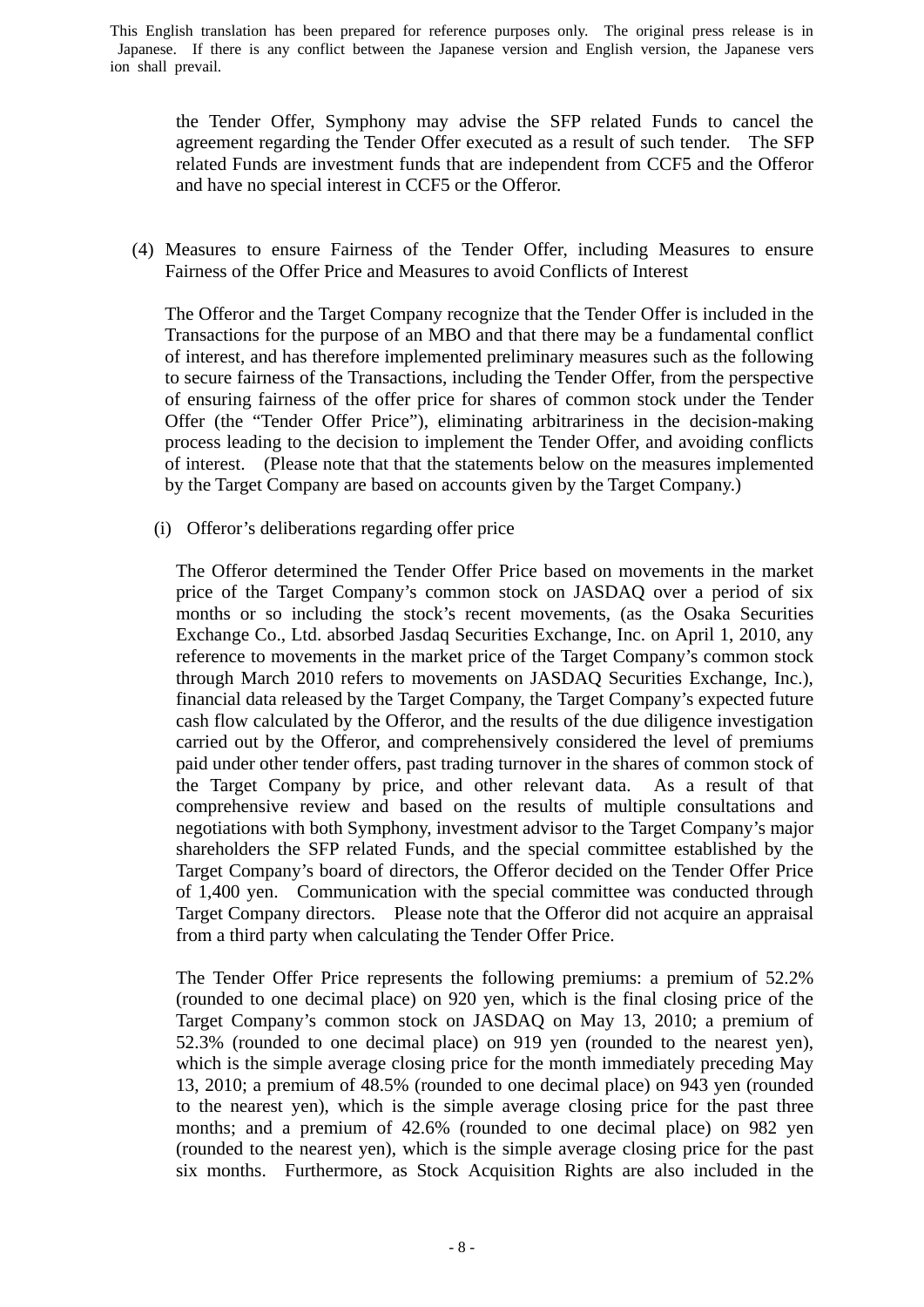the Tender Offer, Symphony may advise the SFP related Funds to cancel the agreement regarding the Tender Offer executed as a result of such tender. The SFP related Funds are investment funds that are independent from CCF5 and the Offeror and have no special interest in CCF5 or the Offeror.

(4) Measures to ensure Fairness of the Tender Offer, including Measures to ensure Fairness of the Offer Price and Measures to avoid Conflicts of Interest

The Offeror and the Target Company recognize that the Tender Offer is included in the Transactions for the purpose of an MBO and that there may be a fundamental conflict of interest, and has therefore implemented preliminary measures such as the following to secure fairness of the Transactions, including the Tender Offer, from the perspective of ensuring fairness of the offer price for shares of common stock under the Tender Offer (the "Tender Offer Price"), eliminating arbitrariness in the decision-making process leading to the decision to implement the Tender Offer, and avoiding conflicts of interest. (Please note that that the statements below on the measures implemented by the Target Company are based on accounts given by the Target Company.)

(i) Offeror's deliberations regarding offer price

The Offeror determined the Tender Offer Price based on movements in the market price of the Target Company's common stock on JASDAQ over a period of six months or so including the stock's recent movements, (as the Osaka Securities Exchange Co., Ltd. absorbed Jasdaq Securities Exchange, Inc. on April 1, 2010, any reference to movements in the market price of the Target Company's common stock through March 2010 refers to movements on JASDAQ Securities Exchange, Inc.), financial data released by the Target Company, the Target Company's expected future cash flow calculated by the Offeror, and the results of the due diligence investigation carried out by the Offeror, and comprehensively considered the level of premiums paid under other tender offers, past trading turnover in the shares of common stock of the Target Company by price, and other relevant data. As a result of that comprehensive review and based on the results of multiple consultations and negotiations with both Symphony, investment advisor to the Target Company's major shareholders the SFP related Funds, and the special committee established by the Target Company's board of directors, the Offeror decided on the Tender Offer Price of 1,400 yen. Communication with the special committee was conducted through Target Company directors. Please note that the Offeror did not acquire an appraisal from a third party when calculating the Tender Offer Price.

The Tender Offer Price represents the following premiums: a premium of 52.2% (rounded to one decimal place) on 920 yen, which is the final closing price of the Target Company's common stock on JASDAQ on May 13, 2010; a premium of 52.3% (rounded to one decimal place) on 919 yen (rounded to the nearest yen), which is the simple average closing price for the month immediately preceding May 13, 2010; a premium of 48.5% (rounded to one decimal place) on 943 yen (rounded to the nearest yen), which is the simple average closing price for the past three months; and a premium of 42.6% (rounded to one decimal place) on 982 yen (rounded to the nearest yen), which is the simple average closing price for the past six months. Furthermore, as Stock Acquisition Rights are also included in the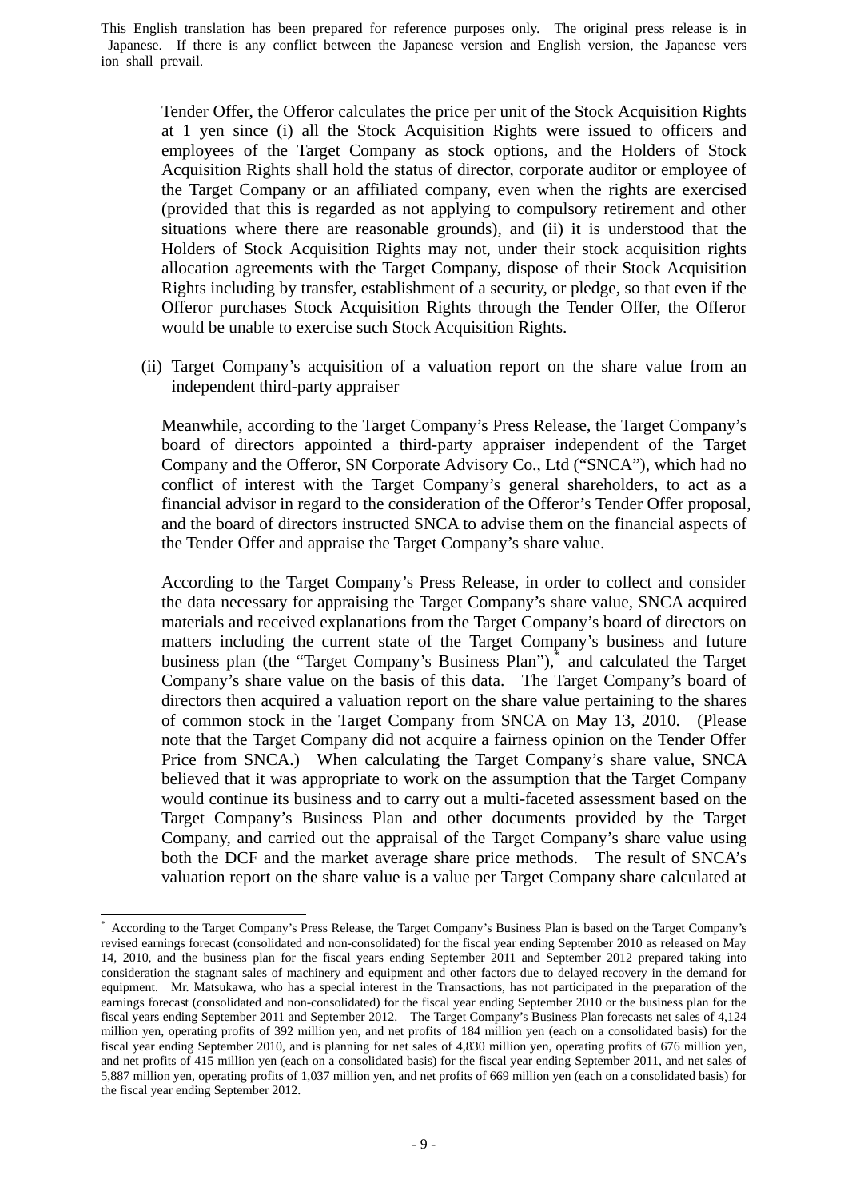Tender Offer, the Offeror calculates the price per unit of the Stock Acquisition Rights at 1 yen since (i) all the Stock Acquisition Rights were issued to officers and employees of the Target Company as stock options, and the Holders of Stock Acquisition Rights shall hold the status of director, corporate auditor or employee of the Target Company or an affiliated company, even when the rights are exercised (provided that this is regarded as not applying to compulsory retirement and other situations where there are reasonable grounds), and (ii) it is understood that the Holders of Stock Acquisition Rights may not, under their stock acquisition rights allocation agreements with the Target Company, dispose of their Stock Acquisition Rights including by transfer, establishment of a security, or pledge, so that even if the Offeror purchases Stock Acquisition Rights through the Tender Offer, the Offeror would be unable to exercise such Stock Acquisition Rights.

(ii) Target Company's acquisition of a valuation report on the share value from an independent third-party appraiser

Meanwhile, according to the Target Company's Press Release, the Target Company's board of directors appointed a third-party appraiser independent of the Target Company and the Offeror, SN Corporate Advisory Co., Ltd ("SNCA"), which had no conflict of interest with the Target Company's general shareholders, to act as a financial advisor in regard to the consideration of the Offeror's Tender Offer proposal, and the board of directors instructed SNCA to advise them on the financial aspects of the Tender Offer and appraise the Target Company's share value.

According to the Target Company's Press Release, in order to collect and consider the data necessary for appraising the Target Company's share value, SNCA acquired materials and received explanations from the Target Company's board of directors on matters including the current state of the Target Company's business and future business plan (the "Target Company's Business Plan"),* and calculated the Target Company's share value on the basis of this data. The Target Company's board of directors then acquired a valuation report on the share value pertaining to the shares of common stock in the Target Company from SNCA on May 13, 2010. (Please note that the Target Company did not acquire a fairness opinion on the Tender Offer Price from SNCA.) When calculating the Target Company's share value, SNCA believed that it was appropriate to work on the assumption that the Target Company would continue its business and to carry out a multi-faceted assessment based on the Target Company's Business Plan and other documents provided by the Target Company, and carried out the appraisal of the Target Company's share value using both the DCF and the market average share price methods. The result of SNCA's valuation report on the share value is a value per Target Company share calculated at

---

* According to the Target Company's Press Release, the Target Company's Business Plan is based on the Target Company's revised earnings forecast (consolidated and non-consolidated) for the fiscal year ending September 2010 as released on May 14, 2010, and the business plan for the fiscal years ending September 2011 and September 2012 prepared taking into consideration the stagnant sales of machinery and equipment and other factors due to delayed recovery in the demand for equipment. Mr. Matsukawa, who has a special interest in the Transactions, has not participated in the preparation of the earnings forecast (consolidated and non-consolidated) for the fiscal year ending September 2010 or the business plan for the fiscal years ending September 2011 and September 2012. The Target Company's Business Plan forecasts net sales of 4,124 million yen, operating profits of 392 million yen, and net profits of 184 million yen (each on a consolidated basis) for the fiscal year ending September 2010, and is planning for net sales of 4,830 million yen, operating profits of 676 million yen, and net profits of 415 million yen (each on a consolidated basis) for the fiscal year ending September 2011, and net sales of 5,887 million yen, operating profits of 1,037 million yen, and net profits of 669 million yen (each on a consolidated basis) for the fiscal year ending September 2012.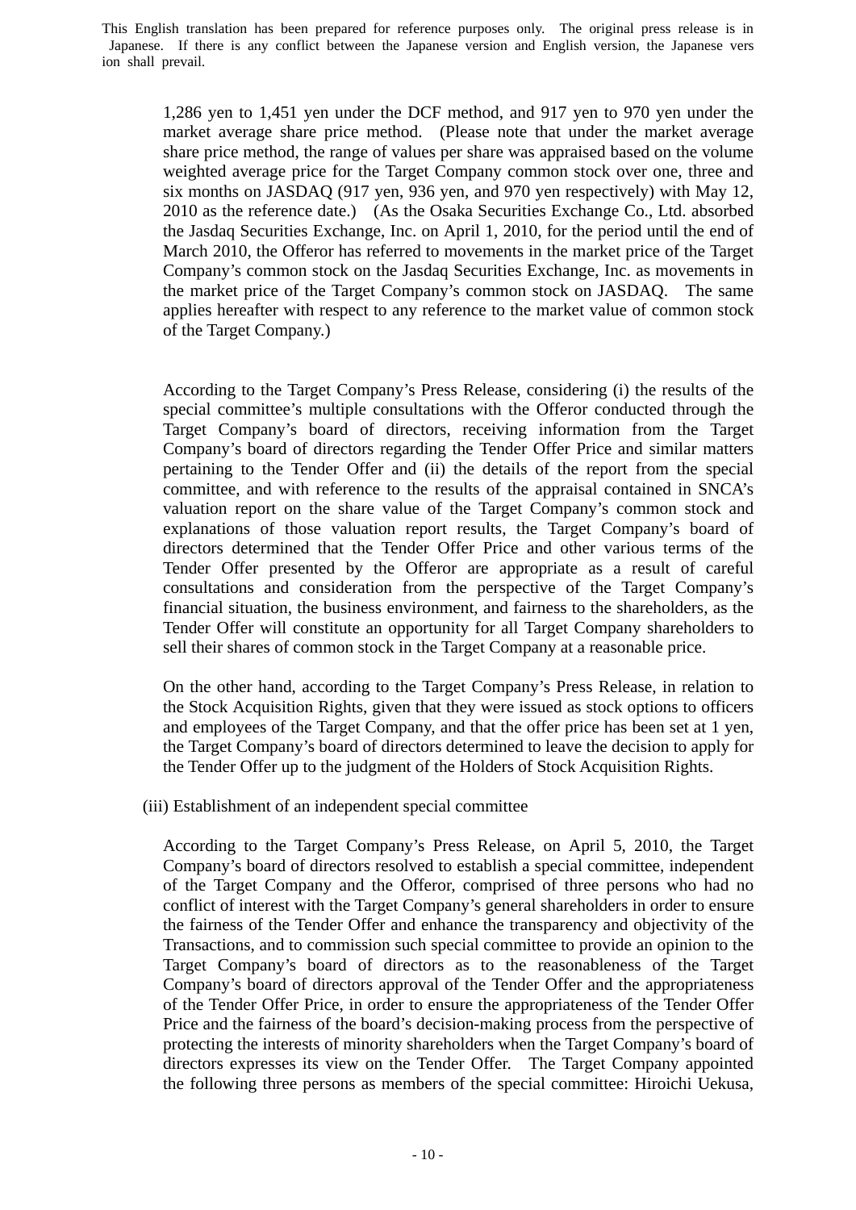This English translation has been prepared for reference purposes only. The original press release is in Japanese. If there is any conflict between the Japanese version and English version, the Japanese version shall prevail.

1,286 yen to 1,451 yen under the DCF method, and 917 yen to 970 yen under the market average share price method. (Please note that under the market average share price method, the range of values per share was appraised based on the volume weighted average price for the Target Company common stock over one, three and six months on JASDAQ (917 yen, 936 yen, and 970 yen respectively) with May 12, 2010 as the reference date.) (As the Osaka Securities Exchange Co., Ltd. absorbed the Jasdaq Securities Exchange, Inc. on April 1, 2010, for the period until the end of March 2010, the Offeror has referred to movements in the market price of the Target Company's common stock on the Jasdaq Securities Exchange, Inc. as movements in the market price of the Target Company's common stock on JASDAQ. The same applies hereafter with respect to any reference to the market value of common stock of the Target Company.)

According to the Target Company's Press Release, considering (i) the results of the special committee's multiple consultations with the Offeror conducted through the Target Company's board of directors, receiving information from the Target Company's board of directors regarding the Tender Offer Price and similar matters pertaining to the Tender Offer and (ii) the details of the report from the special committee, and with reference to the results of the appraisal contained in SNCA's valuation report on the share value of the Target Company's common stock and explanations of those valuation report results, the Target Company's board of directors determined that the Tender Offer Price and other various terms of the Tender Offer presented by the Offeror are appropriate as a result of careful consultations and consideration from the perspective of the Target Company's financial situation, the business environment, and fairness to the shareholders, as the Tender Offer will constitute an opportunity for all Target Company shareholders to sell their shares of common stock in the Target Company at a reasonable price.

On the other hand, according to the Target Company's Press Release, in relation to the Stock Acquisition Rights, given that they were issued as stock options to officers and employees of the Target Company, and that the offer price has been set at 1 yen, the Target Company's board of directors determined to leave the decision to apply for the Tender Offer up to the judgment of the Holders of Stock Acquisition Rights.

(iii) Establishment of an independent special committee

According to the Target Company's Press Release, on April 5, 2010, the Target Company's board of directors resolved to establish a special committee, independent of the Target Company and the Offeror, comprised of three persons who had no conflict of interest with the Target Company's general shareholders in order to ensure the fairness of the Tender Offer and enhance the transparency and objectivity of the Transactions, and to commission such special committee to provide an opinion to the Target Company's board of directors as to the reasonableness of the Target Company's board of directors approval of the Tender Offer and the appropriateness of the Tender Offer Price, in order to ensure the appropriateness of the Tender Offer Price and the fairness of the board's decision-making process from the perspective of protecting the interests of minority shareholders when the Target Company's board of directors expresses its view on the Tender Offer. The Target Company appointed the following three persons as members of the special committee: Hiroichi Uekusa,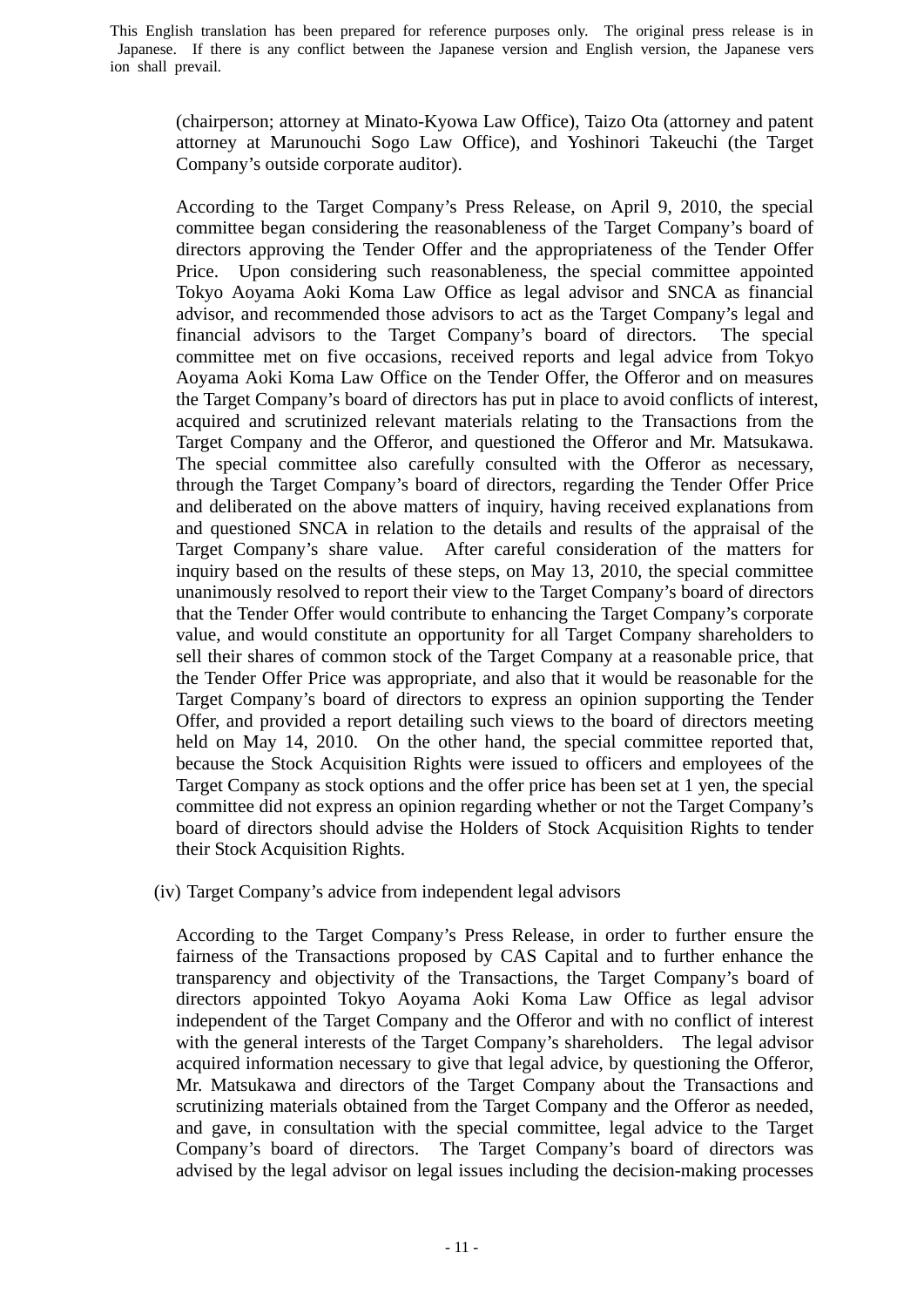(chairperson; attorney at Minato-Kyowa Law Office), Taizo Ota (attorney and patent attorney at Marunouchi Sogo Law Office), and Yoshinori Takeuchi (the Target Company's outside corporate auditor).

According to the Target Company's Press Release, on April 9, 2010, the special committee began considering the reasonableness of the Target Company's board of directors approving the Tender Offer and the appropriateness of the Tender Offer Price. Upon considering such reasonableness, the special committee appointed Tokyo Aoyama Aoki Koma Law Office as legal advisor and SNCA as financial advisor, and recommended those advisors to act as the Target Company's legal and financial advisors to the Target Company's board of directors. The special committee met on five occasions, received reports and legal advice from Tokyo Aoyama Aoki Koma Law Office on the Tender Offer, the Offeror and on measures the Target Company's board of directors has put in place to avoid conflicts of interest, acquired and scrutinized relevant materials relating to the Transactions from the Target Company and the Offeror, and questioned the Offeror and Mr. Matsukawa. The special committee also carefully consulted with the Offeror as necessary, through the Target Company's board of directors, regarding the Tender Offer Price and deliberated on the above matters of inquiry, having received explanations from and questioned SNCA in relation to the details and results of the appraisal of the Target Company's share value. After careful consideration of the matters for inquiry based on the results of these steps, on May 13, 2010, the special committee unanimously resolved to report their view to the Target Company's board of directors that the Tender Offer would contribute to enhancing the Target Company's corporate value, and would constitute an opportunity for all Target Company shareholders to sell their shares of common stock of the Target Company at a reasonable price, that the Tender Offer Price was appropriate, and also that it would be reasonable for the Target Company's board of directors to express an opinion supporting the Tender Offer, and provided a report detailing such views to the board of directors meeting held on May 14, 2010. On the other hand, the special committee reported that, because the Stock Acquisition Rights were issued to officers and employees of the Target Company as stock options and the offer price has been set at 1 yen, the special committee did not express an opinion regarding whether or not the Target Company's board of directors should advise the Holders of Stock Acquisition Rights to tender their Stock Acquisition Rights.

(iv) Target Company's advice from independent legal advisors

According to the Target Company's Press Release, in order to further ensure the fairness of the Transactions proposed by CAS Capital and to further enhance the transparency and objectivity of the Transactions, the Target Company's board of directors appointed Tokyo Aoyama Aoki Koma Law Office as legal advisor independent of the Target Company and the Offeror and with no conflict of interest with the general interests of the Target Company's shareholders. The legal advisor acquired information necessary to give that legal advice, by questioning the Offeror, Mr. Matsukawa and directors of the Target Company about the Transactions and scrutinizing materials obtained from the Target Company and the Offeror as needed, and gave, in consultation with the special committee, legal advice to the Target Company's board of directors. The Target Company's board of directors was advised by the legal advisor on legal issues including the decision-making processes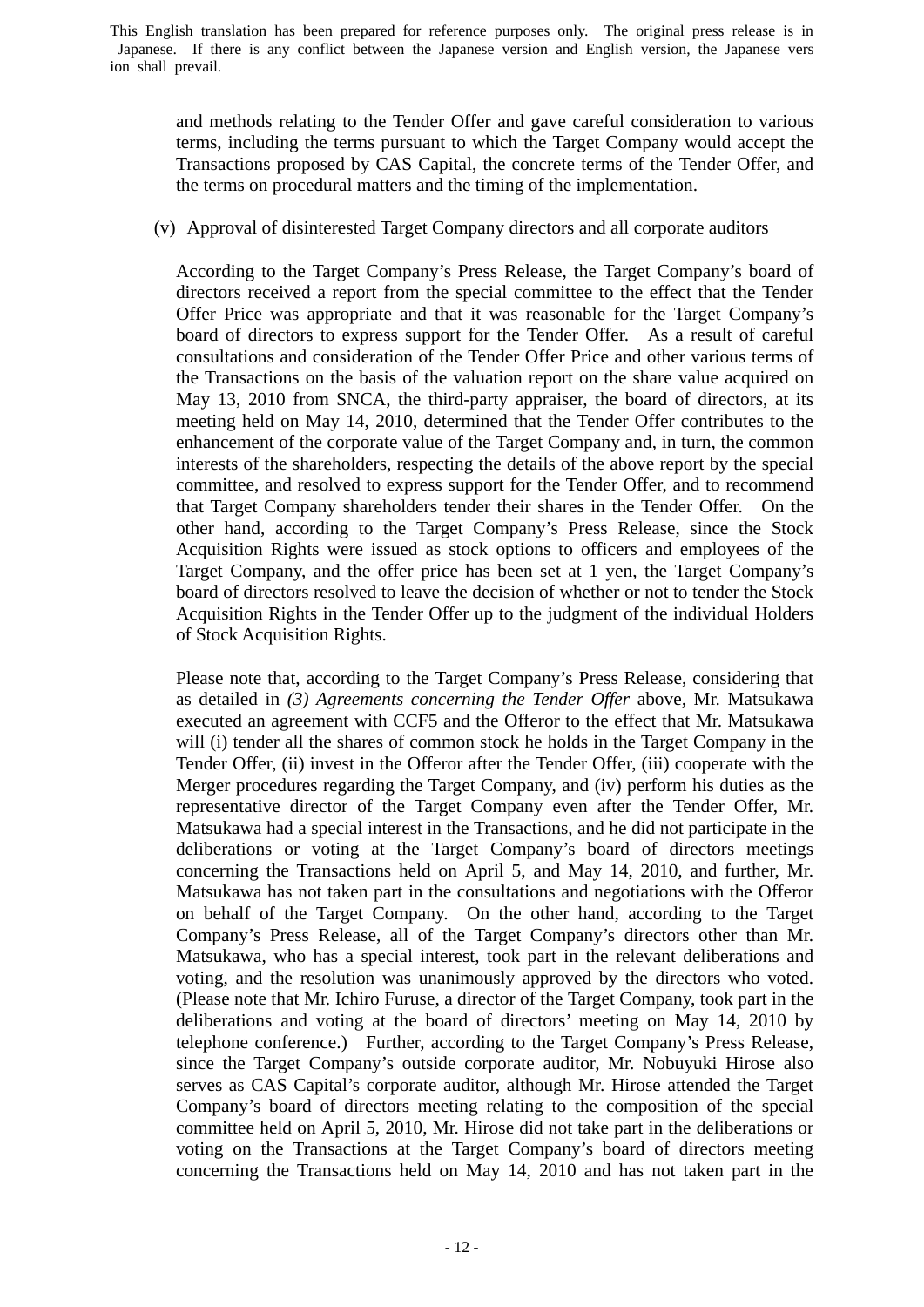and methods relating to the Tender Offer and gave careful consideration to various terms, including the terms pursuant to which the Target Company would accept the Transactions proposed by CAS Capital, the concrete terms of the Tender Offer, and the terms on procedural matters and the timing of the implementation.

(v) Approval of disinterested Target Company directors and all corporate auditors

According to the Target Company's Press Release, the Target Company's board of directors received a report from the special committee to the effect that the Tender Offer Price was appropriate and that it was reasonable for the Target Company's board of directors to express support for the Tender Offer. As a result of careful consultations and consideration of the Tender Offer Price and other various terms of the Transactions on the basis of the valuation report on the share value acquired on May 13, 2010 from SNCA, the third-party appraiser, the board of directors, at its meeting held on May 14, 2010, determined that the Tender Offer contributes to the enhancement of the corporate value of the Target Company and, in turn, the common interests of the shareholders, respecting the details of the above report by the special committee, and resolved to express support for the Tender Offer, and to recommend that Target Company shareholders tender their shares in the Tender Offer. On the other hand, according to the Target Company's Press Release, since the Stock Acquisition Rights were issued as stock options to officers and employees of the Target Company, and the offer price has been set at 1 yen, the Target Company's board of directors resolved to leave the decision of whether or not to tender the Stock Acquisition Rights in the Tender Offer up to the judgment of the individual Holders of Stock Acquisition Rights.

Please note that, according to the Target Company's Press Release, considering that as detailed in *(3) Agreements concerning the Tender Offer* above, Mr. Matsukawa executed an agreement with CCF5 and the Offeror to the effect that Mr. Matsukawa will (i) tender all the shares of common stock he holds in the Target Company in the Tender Offer, (ii) invest in the Offeror after the Tender Offer, (iii) cooperate with the Merger procedures regarding the Target Company, and (iv) perform his duties as the representative director of the Target Company even after the Tender Offer, Mr. Matsukawa had a special interest in the Transactions, and he did not participate in the deliberations or voting at the Target Company's board of directors meetings concerning the Transactions held on April 5, and May 14, 2010, and further, Mr. Matsukawa has not taken part in the consultations and negotiations with the Offeror on behalf of the Target Company. On the other hand, according to the Target Company's Press Release, all of the Target Company's directors other than Mr. Matsukawa, who has a special interest, took part in the relevant deliberations and voting, and the resolution was unanimously approved by the directors who voted. (Please note that Mr. Ichiro Furuse, a director of the Target Company, took part in the deliberations and voting at the board of directors' meeting on May 14, 2010 by telephone conference.) Further, according to the Target Company's Press Release, since the Target Company's outside corporate auditor, Mr. Nobuyuki Hirose also serves as CAS Capital's corporate auditor, although Mr. Hirose attended the Target Company's board of directors meeting relating to the composition of the special committee held on April 5, 2010, Mr. Hirose did not take part in the deliberations or voting on the Transactions at the Target Company's board of directors meeting concerning the Transactions held on May 14, 2010 and has not taken part in the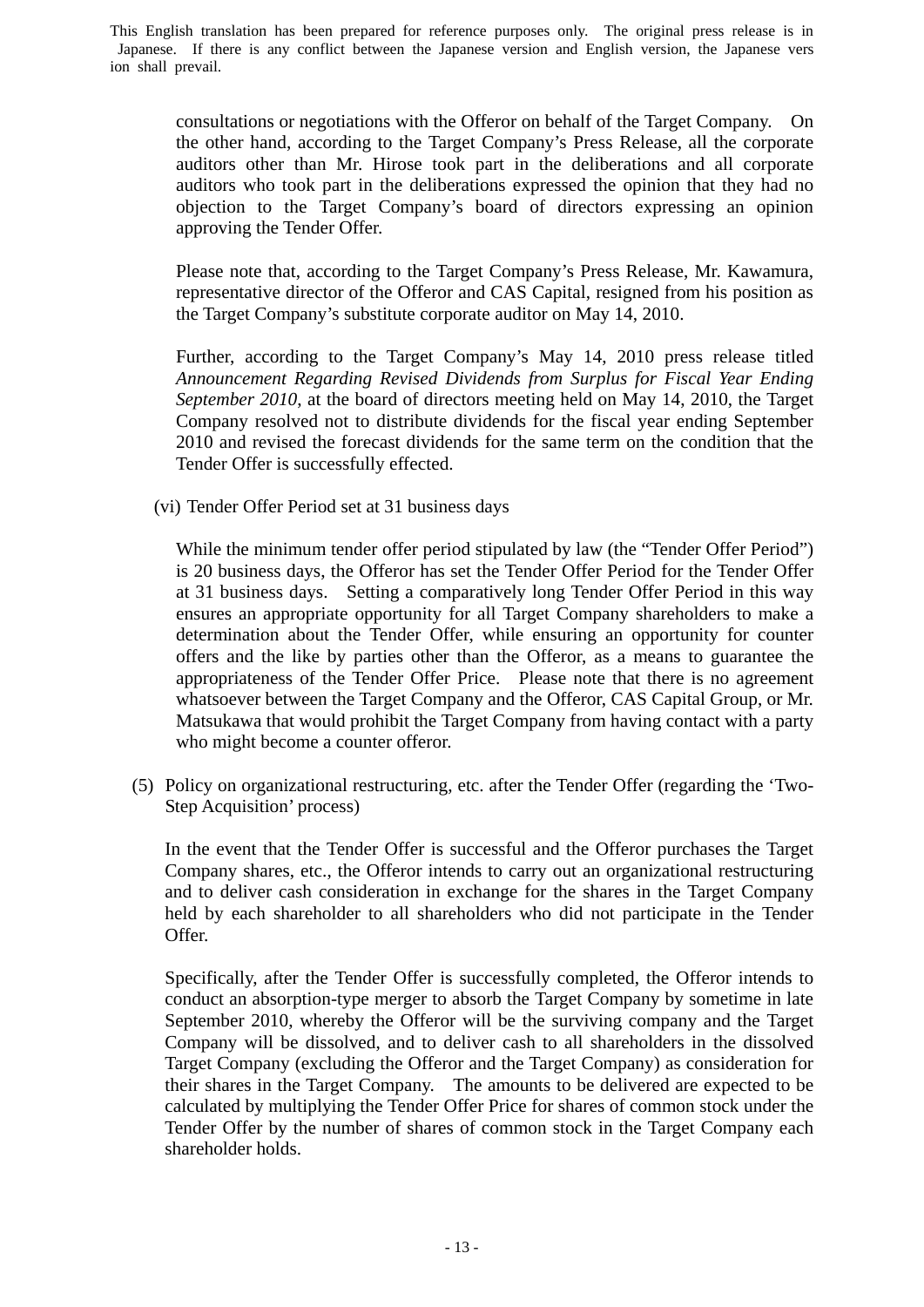consultations or negotiations with the Offeror on behalf of the Target Company. On the other hand, according to the Target Company's Press Release, all the corporate auditors other than Mr. Hirose took part in the deliberations and all corporate auditors who took part in the deliberations expressed the opinion that they had no objection to the Target Company's board of directors expressing an opinion approving the Tender Offer.

Please note that, according to the Target Company's Press Release, Mr. Kawamura, representative director of the Offeror and CAS Capital, resigned from his position as the Target Company's substitute corporate auditor on May 14, 2010.

Further, according to the Target Company's May 14, 2010 press release titled *Announcement Regarding Revised Dividends from Surplus for Fiscal Year Ending September 2010*, at the board of directors meeting held on May 14, 2010, the Target Company resolved not to distribute dividends for the fiscal year ending September 2010 and revised the forecast dividends for the same term on the condition that the Tender Offer is successfully effected.

(vi) Tender Offer Period set at 31 business days

While the minimum tender offer period stipulated by law (the "Tender Offer Period") is 20 business days, the Offeror has set the Tender Offer Period for the Tender Offer at 31 business days. Setting a comparatively long Tender Offer Period in this way ensures an appropriate opportunity for all Target Company shareholders to make a determination about the Tender Offer, while ensuring an opportunity for counter offers and the like by parties other than the Offeror, as a means to guarantee the appropriateness of the Tender Offer Price. Please note that there is no agreement whatsoever between the Target Company and the Offeror, CAS Capital Group, or Mr. Matsukawa that would prohibit the Target Company from having contact with a party who might become a counter offeror.

(5) Policy on organizational restructuring, etc. after the Tender Offer (regarding the 'Two-Step Acquisition' process)

In the event that the Tender Offer is successful and the Offeror purchases the Target Company shares, etc., the Offeror intends to carry out an organizational restructuring and to deliver cash consideration in exchange for the shares in the Target Company held by each shareholder to all shareholders who did not participate in the Tender Offer.

Specifically, after the Tender Offer is successfully completed, the Offeror intends to conduct an absorption-type merger to absorb the Target Company by sometime in late September 2010, whereby the Offeror will be the surviving company and the Target Company will be dissolved, and to deliver cash to all shareholders in the dissolved Target Company (excluding the Offeror and the Target Company) as consideration for their shares in the Target Company. The amounts to be delivered are expected to be calculated by multiplying the Tender Offer Price for shares of common stock under the Tender Offer by the number of shares of common stock in the Target Company each shareholder holds.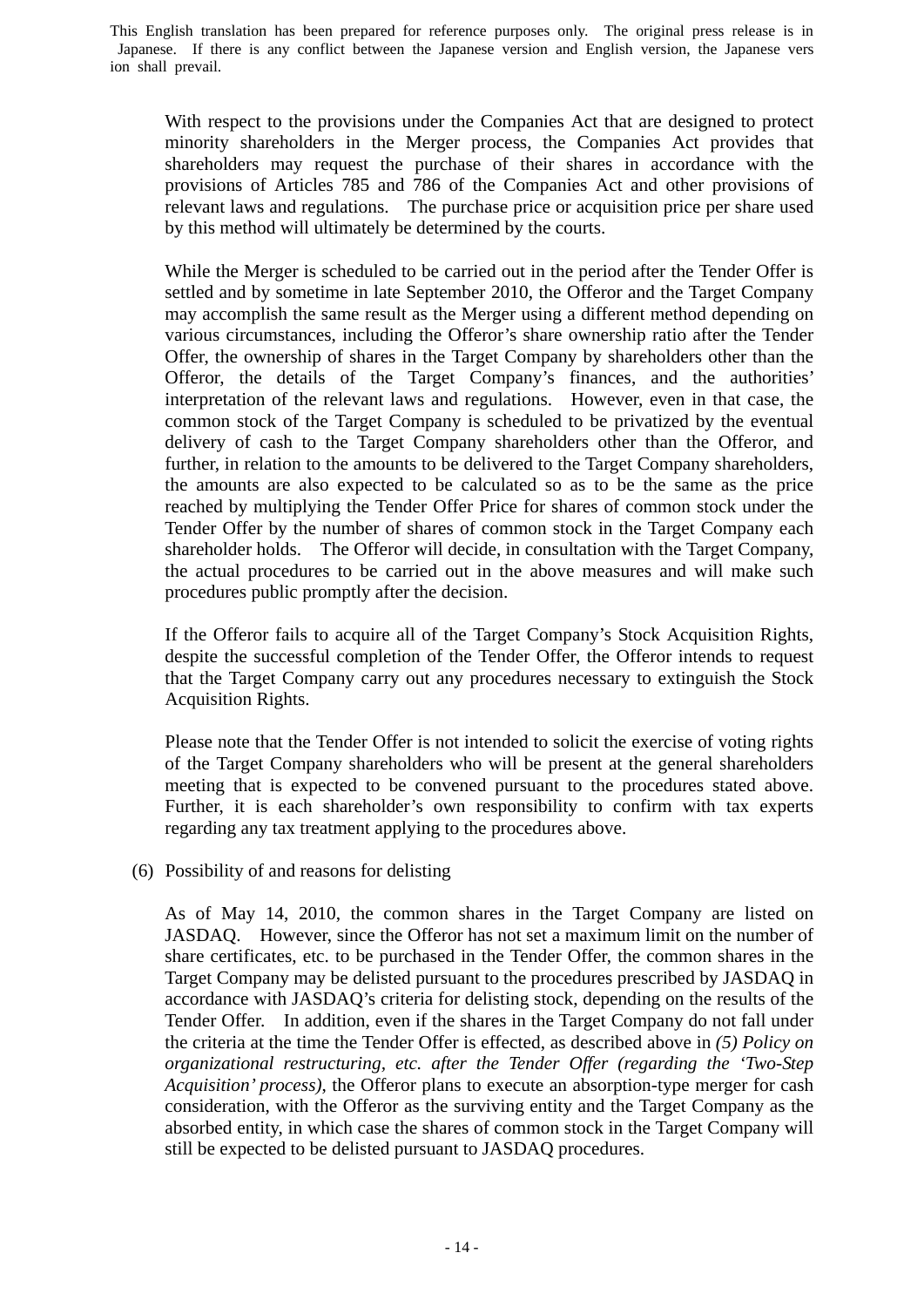With respect to the provisions under the Companies Act that are designed to protect minority shareholders in the Merger process, the Companies Act provides that shareholders may request the purchase of their shares in accordance with the provisions of Articles 785 and 786 of the Companies Act and other provisions of relevant laws and regulations. The purchase price or acquisition price per share used by this method will ultimately be determined by the courts.

While the Merger is scheduled to be carried out in the period after the Tender Offer is settled and by sometime in late September 2010, the Offeror and the Target Company may accomplish the same result as the Merger using a different method depending on various circumstances, including the Offeror's share ownership ratio after the Tender Offer, the ownership of shares in the Target Company by shareholders other than the Offeror, the details of the Target Company's finances, and the authorities' interpretation of the relevant laws and regulations. However, even in that case, the common stock of the Target Company is scheduled to be privatized by the eventual delivery of cash to the Target Company shareholders other than the Offeror, and further, in relation to the amounts to be delivered to the Target Company shareholders, the amounts are also expected to be calculated so as to be the same as the price reached by multiplying the Tender Offer Price for shares of common stock under the Tender Offer by the number of shares of common stock in the Target Company each shareholder holds. The Offeror will decide, in consultation with the Target Company, the actual procedures to be carried out in the above measures and will make such procedures public promptly after the decision.

If the Offeror fails to acquire all of the Target Company's Stock Acquisition Rights, despite the successful completion of the Tender Offer, the Offeror intends to request that the Target Company carry out any procedures necessary to extinguish the Stock Acquisition Rights.

Please note that the Tender Offer is not intended to solicit the exercise of voting rights of the Target Company shareholders who will be present at the general shareholders meeting that is expected to be convened pursuant to the procedures stated above. Further, it is each shareholder's own responsibility to confirm with tax experts regarding any tax treatment applying to the procedures above.

(6) Possibility of and reasons for delisting

As of May 14, 2010, the common shares in the Target Company are listed on JASDAQ. However, since the Offeror has not set a maximum limit on the number of share certificates, etc. to be purchased in the Tender Offer, the common shares in the Target Company may be delisted pursuant to the procedures prescribed by JASDAQ in accordance with JASDAQ's criteria for delisting stock, depending on the results of the Tender Offer. In addition, even if the shares in the Target Company do not fall under the criteria at the time the Tender Offer is effected, as described above in *(5) Policy on organizational restructuring, etc. after the Tender Offer (regarding the 'Two-Step Acquisition' process)*, the Offeror plans to execute an absorption-type merger for cash consideration, with the Offeror as the surviving entity and the Target Company as the absorbed entity, in which case the shares of common stock in the Target Company will still be expected to be delisted pursuant to JASDAQ procedures.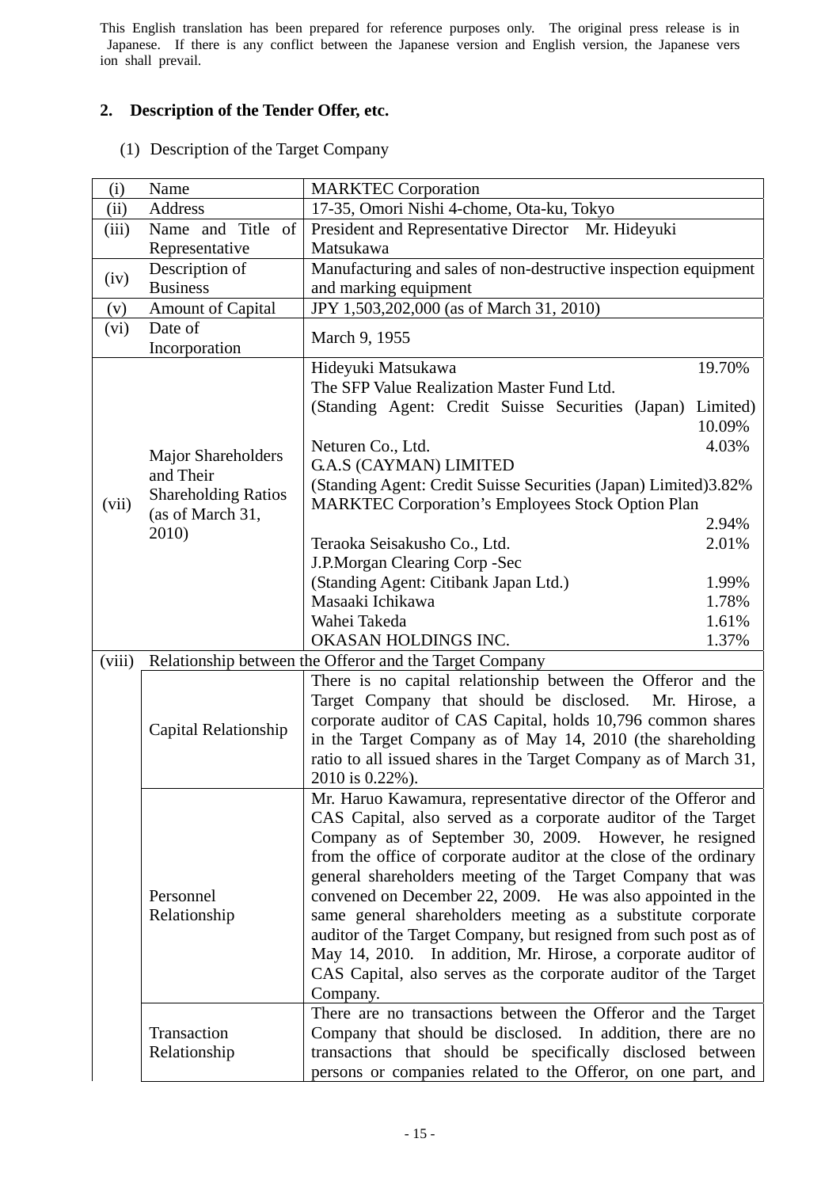This English translation has been prepared for reference purposes only. The original press release is in Japanese. If there is any conflict between the Japanese version and English version, the Japanese version shall prevail.

## 2. Description of the Tender Offer, etc.

(1) Description of the Target Company

| | | |
|---|---|---|
| (i) | Name | MARKTEC Corporation |
| (ii) | Address | 17-35, Omori Nishi 4-chome, Ota-ku, Tokyo |
| (iii) | Name and Title of Representative | President and Representative Director Mr. Hideyuki Matsukawa |
| (iv) | Description of Business | Manufacturing and sales of non-destructive inspection equipment and marking equipment |
| (v) | Amount of Capital | JPY 1,503,202,000 (as of March 31, 2010) |
| (vi) | Date of Incorporation | March 9, 1955 |
| (vii) | Major Shareholders and Their Shareholding Ratios (as of March 31, 2010) | Hideyuki Matsukawa 19.70%<br>The SFP Value Realization Master Fund Ltd. (Standing Agent: Credit Suisse Securities (Japan) Limited) 10.09%<br>Neturen Co., Ltd. 4.03%<br>G.A.S (CAYMAN) LIMITED (Standing Agent: Credit Suisse Securities (Japan) Limited) 3.82%<br>MARKTEC Corporation's Employees Stock Option Plan 2.94%<br>Teraoka Seisakusho Co., Ltd. 2.01%<br>J.P.Morgan Clearing Corp -Sec (Standing Agent: Citibank Japan Ltd.) 1.99%<br>Masaaki Ichikawa 1.78%<br>Wahei Takeda 1.61%<br>OKASAN HOLDINGS INC. 1.37% |
| (viii) | Relationship between the Offeror and the Target Company | |
| | Capital Relationship | There is no capital relationship between the Offeror and the Target Company that should be disclosed. Mr. Hirose, a corporate auditor of CAS Capital, holds 10,796 common shares in the Target Company as of May 14, 2010 (the shareholding ratio to all issued shares in the Target Company as of March 31, 2010 is 0.22%). |
| | Personnel Relationship | Mr. Haruo Kawamura, representative director of the Offeror and CAS Capital, also served as a corporate auditor of the Target Company as of September 30, 2009. However, he resigned from the office of corporate auditor at the close of the ordinary general shareholders meeting of the Target Company that was convened on December 22, 2009. He was also appointed in the same general shareholders meeting as a substitute corporate auditor of the Target Company, but resigned from such post as of May 14, 2010. In addition, Mr. Hirose, a corporate auditor of CAS Capital, also serves as the corporate auditor of the Target Company. |
| | Transaction Relationship | There are no transactions between the Offeror and the Target Company that should be disclosed. In addition, there are no transactions that should be specifically disclosed between persons or companies related to the Offeror, on one part, and |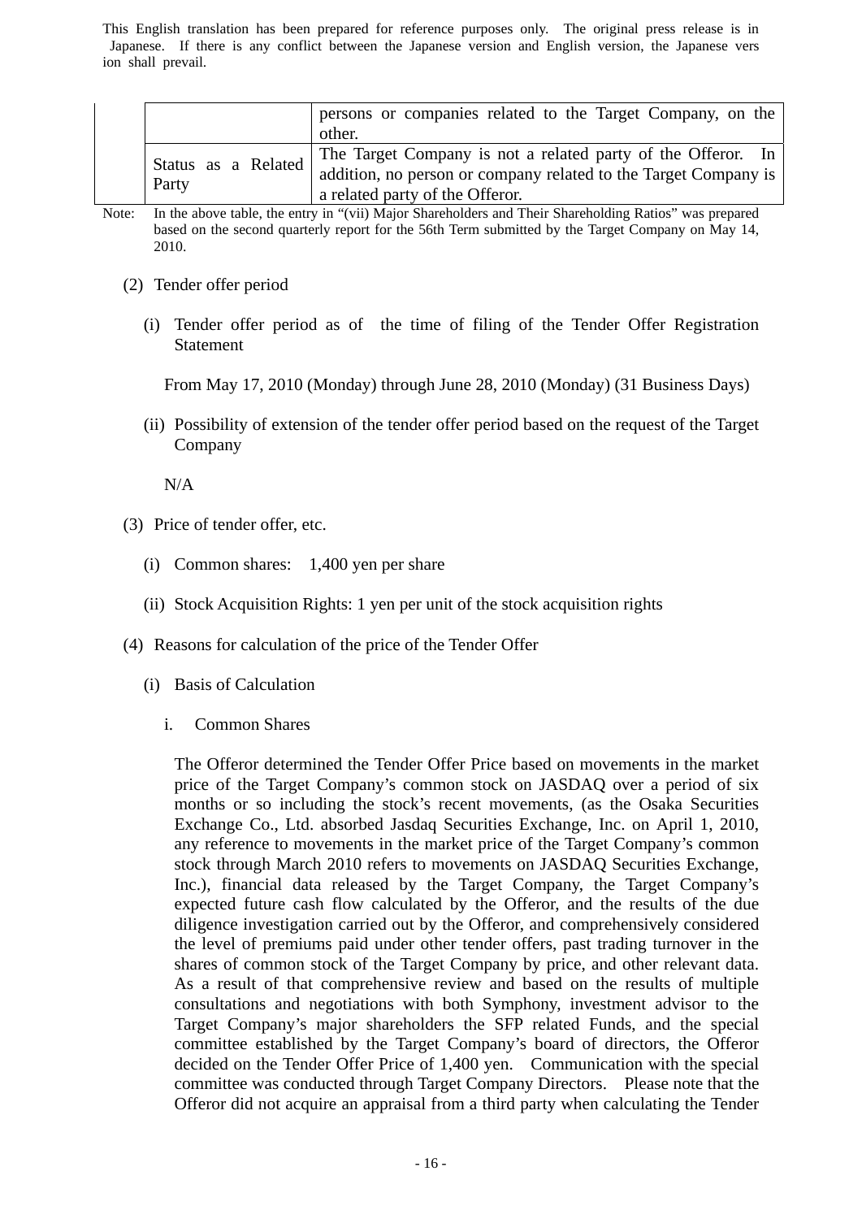This English translation has been prepared for reference purposes only. The original press release is in Japanese. If there is any conflict between the Japanese version and English version, the Japanese version shall prevail.

| | | |
|---|---|---|
| | | persons or companies related to the Target Company, on the other. |
| | Status as a Related Party | The Target Company is not a related party of the Offeror. In addition, no person or company related to the Target Company is a related party of the Offeror. |

Note: In the above table, the entry in "(vii) Major Shareholders and Their Shareholding Ratios" was prepared based on the second quarterly report for the 56th Term submitted by the Target Company on May 14, 2010.

(2) Tender offer period

(i) Tender offer period as of the time of filing of the Tender Offer Registration Statement

From May 17, 2010 (Monday) through June 28, 2010 (Monday) (31 Business Days)

(ii) Possibility of extension of the tender offer period based on the request of the Target Company

N/A

(3) Price of tender offer, etc.

(i) Common shares: 1,400 yen per share

(ii) Stock Acquisition Rights: 1 yen per unit of the stock acquisition rights

(4) Reasons for calculation of the price of the Tender Offer

(i) Basis of Calculation

i. Common Shares

The Offeror determined the Tender Offer Price based on movements in the market price of the Target Company's common stock on JASDAQ over a period of six months or so including the stock's recent movements, (as the Osaka Securities Exchange Co., Ltd. absorbed Jasdaq Securities Exchange, Inc. on April 1, 2010, any reference to movements in the market price of the Target Company's common stock through March 2010 refers to movements on JASDAQ Securities Exchange, Inc.), financial data released by the Target Company, the Target Company's expected future cash flow calculated by the Offeror, and the results of the due diligence investigation carried out by the Offeror, and comprehensively considered the level of premiums paid under other tender offers, past trading turnover in the shares of common stock of the Target Company by price, and other relevant data. As a result of that comprehensive review and based on the results of multiple consultations and negotiations with both Symphony, investment advisor to the Target Company's major shareholders the SFP related Funds, and the special committee established by the Target Company's board of directors, the Offeror decided on the Tender Offer Price of 1,400 yen. Communication with the special committee was conducted through Target Company Directors. Please note that the Offeror did not acquire an appraisal from a third party when calculating the Tender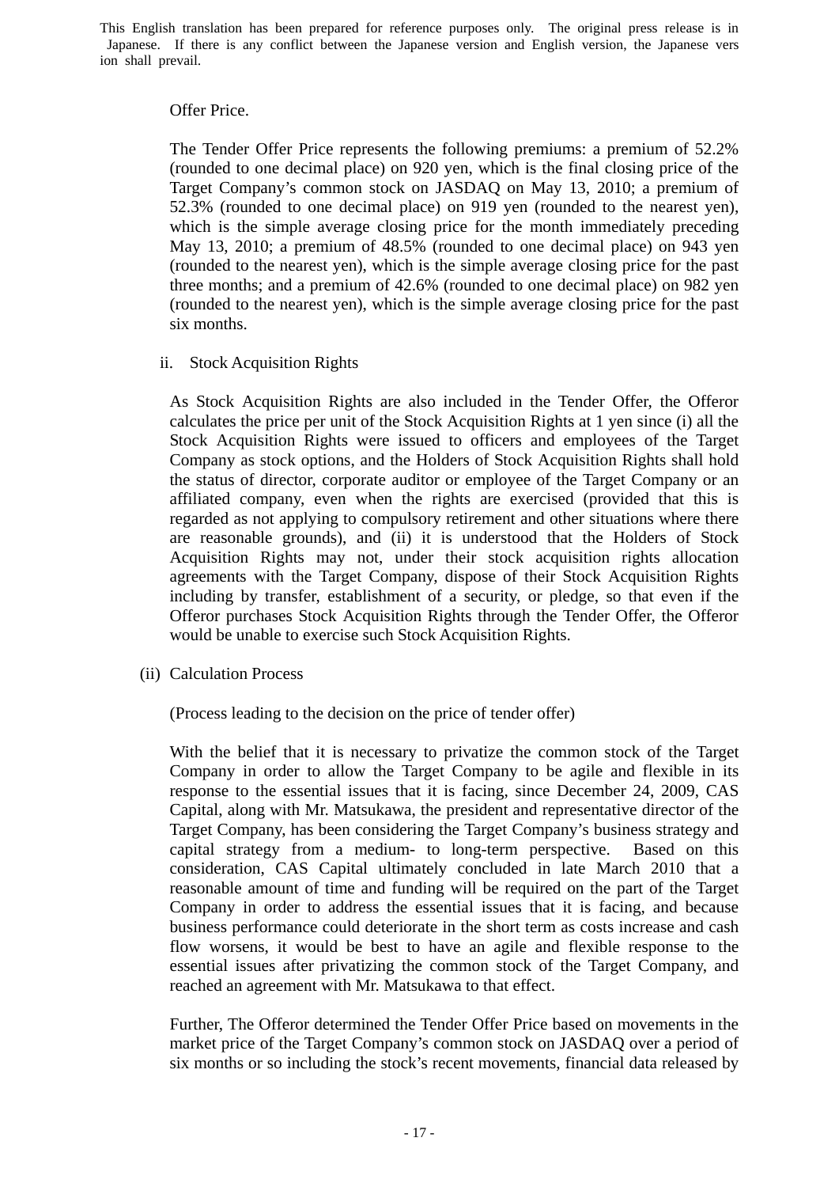Offer Price.

The Tender Offer Price represents the following premiums: a premium of 52.2% (rounded to one decimal place) on 920 yen, which is the final closing price of the Target Company's common stock on JASDAQ on May 13, 2010; a premium of 52.3% (rounded to one decimal place) on 919 yen (rounded to the nearest yen), which is the simple average closing price for the month immediately preceding May 13, 2010; a premium of 48.5% (rounded to one decimal place) on 943 yen (rounded to the nearest yen), which is the simple average closing price for the past three months; and a premium of 42.6% (rounded to one decimal place) on 982 yen (rounded to the nearest yen), which is the simple average closing price for the past six months.

ii. Stock Acquisition Rights

As Stock Acquisition Rights are also included in the Tender Offer, the Offeror calculates the price per unit of the Stock Acquisition Rights at 1 yen since (i) all the Stock Acquisition Rights were issued to officers and employees of the Target Company as stock options, and the Holders of Stock Acquisition Rights shall hold the status of director, corporate auditor or employee of the Target Company or an affiliated company, even when the rights are exercised (provided that this is regarded as not applying to compulsory retirement and other situations where there are reasonable grounds), and (ii) it is understood that the Holders of Stock Acquisition Rights may not, under their stock acquisition rights allocation agreements with the Target Company, dispose of their Stock Acquisition Rights including by transfer, establishment of a security, or pledge, so that even if the Offeror purchases Stock Acquisition Rights through the Tender Offer, the Offeror would be unable to exercise such Stock Acquisition Rights.

(ii) Calculation Process

(Process leading to the decision on the price of tender offer)

With the belief that it is necessary to privatize the common stock of the Target Company in order to allow the Target Company to be agile and flexible in its response to the essential issues that it is facing, since December 24, 2009, CAS Capital, along with Mr. Matsukawa, the president and representative director of the Target Company, has been considering the Target Company's business strategy and capital strategy from a medium- to long-term perspective. Based on this consideration, CAS Capital ultimately concluded in late March 2010 that a reasonable amount of time and funding will be required on the part of the Target Company in order to address the essential issues that it is facing, and because business performance could deteriorate in the short term as costs increase and cash flow worsens, it would be best to have an agile and flexible response to the essential issues after privatizing the common stock of the Target Company, and reached an agreement with Mr. Matsukawa to that effect.

Further, The Offeror determined the Tender Offer Price based on movements in the market price of the Target Company's common stock on JASDAQ over a period of six months or so including the stock's recent movements, financial data released by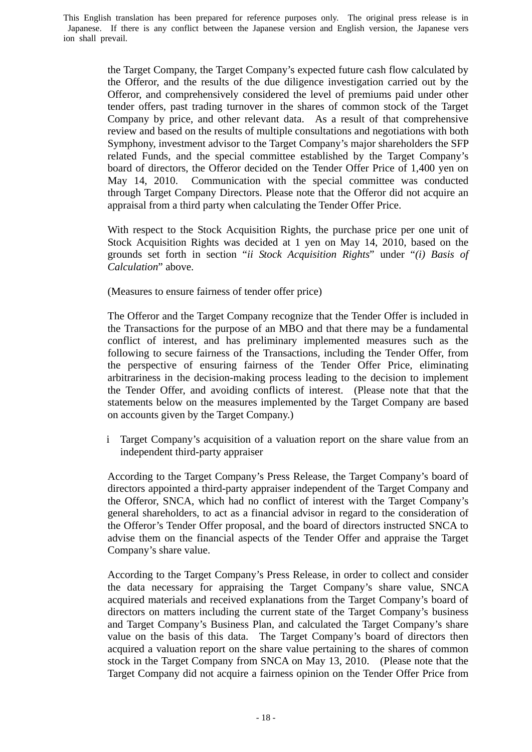the Target Company, the Target Company's expected future cash flow calculated by the Offeror, and the results of the due diligence investigation carried out by the Offeror, and comprehensively considered the level of premiums paid under other tender offers, past trading turnover in the shares of common stock of the Target Company by price, and other relevant data. As a result of that comprehensive review and based on the results of multiple consultations and negotiations with both Symphony, investment advisor to the Target Company's major shareholders the SFP related Funds, and the special committee established by the Target Company's board of directors, the Offeror decided on the Tender Offer Price of 1,400 yen on May 14, 2010. Communication with the special committee was conducted through Target Company Directors. Please note that the Offeror did not acquire an appraisal from a third party when calculating the Tender Offer Price.

With respect to the Stock Acquisition Rights, the purchase price per one unit of Stock Acquisition Rights was decided at 1 yen on May 14, 2010, based on the grounds set forth in section "*ii Stock Acquisition Rights*" under "*(i) Basis of Calculation*" above.

(Measures to ensure fairness of tender offer price)

The Offeror and the Target Company recognize that the Tender Offer is included in the Transactions for the purpose of an MBO and that there may be a fundamental conflict of interest, and has preliminary implemented measures such as the following to secure fairness of the Transactions, including the Tender Offer, from the perspective of ensuring fairness of the Tender Offer Price, eliminating arbitrariness in the decision-making process leading to the decision to implement the Tender Offer, and avoiding conflicts of interest. (Please note that that the statements below on the measures implemented by the Target Company are based on accounts given by the Target Company.)

i Target Company's acquisition of a valuation report on the share value from an independent third-party appraiser

According to the Target Company's Press Release, the Target Company's board of directors appointed a third-party appraiser independent of the Target Company and the Offeror, SNCA, which had no conflict of interest with the Target Company's general shareholders, to act as a financial advisor in regard to the consideration of the Offeror's Tender Offer proposal, and the board of directors instructed SNCA to advise them on the financial aspects of the Tender Offer and appraise the Target Company's share value.

According to the Target Company's Press Release, in order to collect and consider the data necessary for appraising the Target Company's share value, SNCA acquired materials and received explanations from the Target Company's board of directors on matters including the current state of the Target Company's business and Target Company's Business Plan, and calculated the Target Company's share value on the basis of this data. The Target Company's board of directors then acquired a valuation report on the share value pertaining to the shares of common stock in the Target Company from SNCA on May 13, 2010. (Please note that the Target Company did not acquire a fairness opinion on the Tender Offer Price from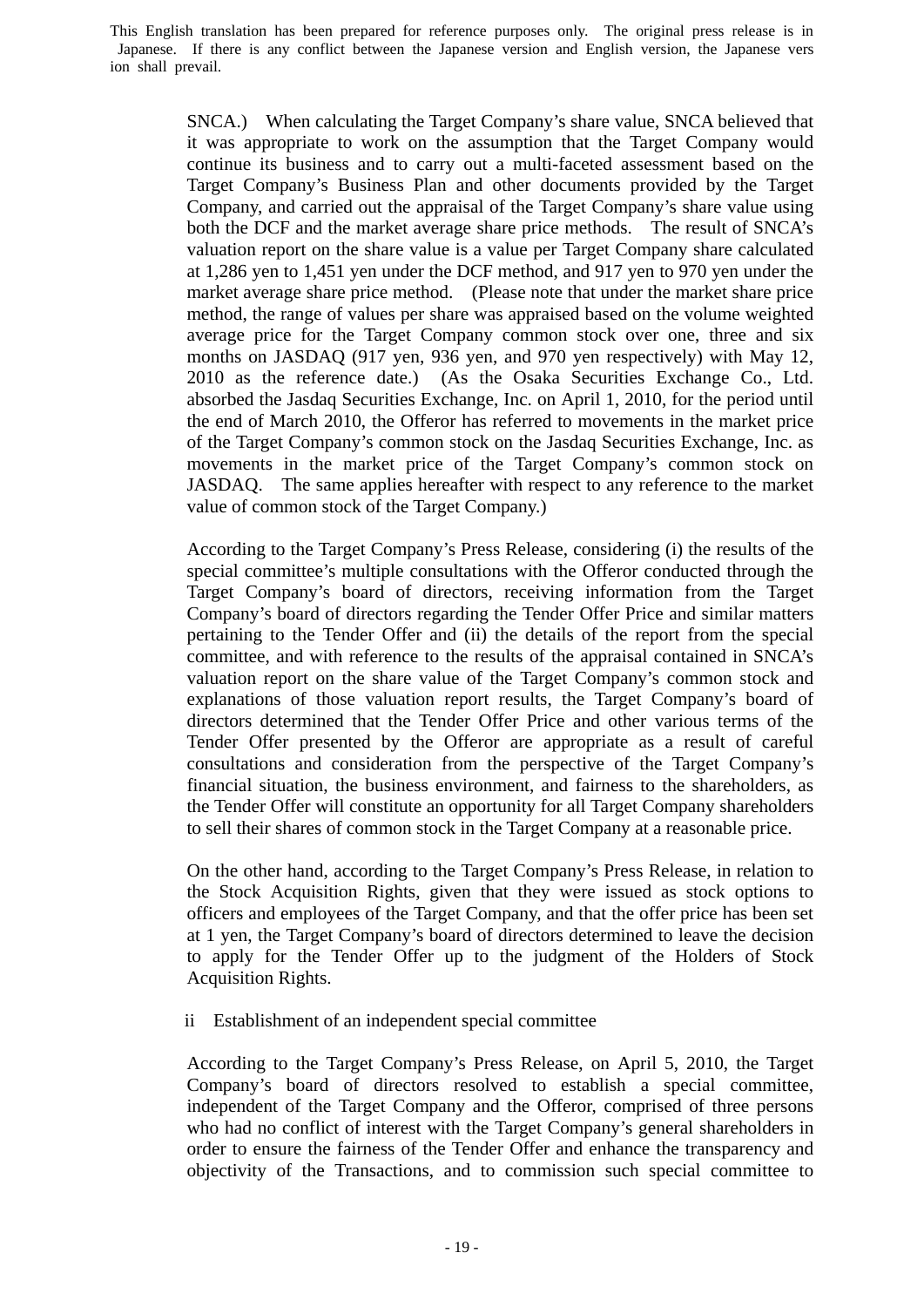SNCA.) When calculating the Target Company's share value, SNCA believed that it was appropriate to work on the assumption that the Target Company would continue its business and to carry out a multi-faceted assessment based on the Target Company's Business Plan and other documents provided by the Target Company, and carried out the appraisal of the Target Company's share value using both the DCF and the market average share price methods. The result of SNCA's valuation report on the share value is a value per Target Company share calculated at 1,286 yen to 1,451 yen under the DCF method, and 917 yen to 970 yen under the market average share price method. (Please note that under the market share price method, the range of values per share was appraised based on the volume weighted average price for the Target Company common stock over one, three and six months on JASDAQ (917 yen, 936 yen, and 970 yen respectively) with May 12, 2010 as the reference date.) (As the Osaka Securities Exchange Co., Ltd. absorbed the Jasdaq Securities Exchange, Inc. on April 1, 2010, for the period until the end of March 2010, the Offeror has referred to movements in the market price of the Target Company's common stock on the Jasdaq Securities Exchange, Inc. as movements in the market price of the Target Company's common stock on JASDAQ. The same applies hereafter with respect to any reference to the market value of common stock of the Target Company.)

According to the Target Company's Press Release, considering (i) the results of the special committee's multiple consultations with the Offeror conducted through the Target Company's board of directors, receiving information from the Target Company's board of directors regarding the Tender Offer Price and similar matters pertaining to the Tender Offer and (ii) the details of the report from the special committee, and with reference to the results of the appraisal contained in SNCA's valuation report on the share value of the Target Company's common stock and explanations of those valuation report results, the Target Company's board of directors determined that the Tender Offer Price and other various terms of the Tender Offer presented by the Offeror are appropriate as a result of careful consultations and consideration from the perspective of the Target Company's financial situation, the business environment, and fairness to the shareholders, as the Tender Offer will constitute an opportunity for all Target Company shareholders to sell their shares of common stock in the Target Company at a reasonable price.

On the other hand, according to the Target Company's Press Release, in relation to the Stock Acquisition Rights, given that they were issued as stock options to officers and employees of the Target Company, and that the offer price has been set at 1 yen, the Target Company's board of directors determined to leave the decision to apply for the Tender Offer up to the judgment of the Holders of Stock Acquisition Rights.

ii Establishment of an independent special committee

According to the Target Company's Press Release, on April 5, 2010, the Target Company's board of directors resolved to establish a special committee, independent of the Target Company and the Offeror, comprised of three persons who had no conflict of interest with the Target Company's general shareholders in order to ensure the fairness of the Tender Offer and enhance the transparency and objectivity of the Transactions, and to commission such special committee to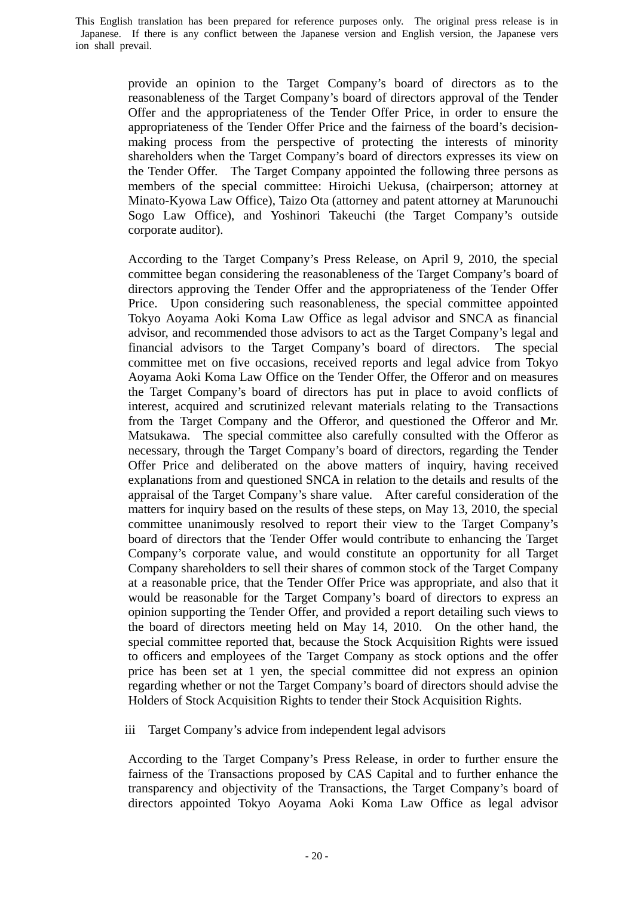provide an opinion to the Target Company's board of directors as to the reasonableness of the Target Company's board of directors approval of the Tender Offer and the appropriateness of the Tender Offer Price, in order to ensure the appropriateness of the Tender Offer Price and the fairness of the board's decision-making process from the perspective of protecting the interests of minority shareholders when the Target Company's board of directors expresses its view on the Tender Offer. The Target Company appointed the following three persons as members of the special committee: Hiroichi Uekusa, (chairperson; attorney at Minato-Kyowa Law Office), Taizo Ota (attorney and patent attorney at Marunouchi Sogo Law Office), and Yoshinori Takeuchi (the Target Company's outside corporate auditor).

According to the Target Company's Press Release, on April 9, 2010, the special committee began considering the reasonableness of the Target Company's board of directors approving the Tender Offer and the appropriateness of the Tender Offer Price. Upon considering such reasonableness, the special committee appointed Tokyo Aoyama Aoki Koma Law Office as legal advisor and SNCA as financial advisor, and recommended those advisors to act as the Target Company's legal and financial advisors to the Target Company's board of directors. The special committee met on five occasions, received reports and legal advice from Tokyo Aoyama Aoki Koma Law Office on the Tender Offer, the Offeror and on measures the Target Company's board of directors has put in place to avoid conflicts of interest, acquired and scrutinized relevant materials relating to the Transactions from the Target Company and the Offeror, and questioned the Offeror and Mr. Matsukawa. The special committee also carefully consulted with the Offeror as necessary, through the Target Company's board of directors, regarding the Tender Offer Price and deliberated on the above matters of inquiry, having received explanations from and questioned SNCA in relation to the details and results of the appraisal of the Target Company's share value. After careful consideration of the matters for inquiry based on the results of these steps, on May 13, 2010, the special committee unanimously resolved to report their view to the Target Company's board of directors that the Tender Offer would contribute to enhancing the Target Company's corporate value, and would constitute an opportunity for all Target Company shareholders to sell their shares of common stock of the Target Company at a reasonable price, that the Tender Offer Price was appropriate, and also that it would be reasonable for the Target Company's board of directors to express an opinion supporting the Tender Offer, and provided a report detailing such views to the board of directors meeting held on May 14, 2010. On the other hand, the special committee reported that, because the Stock Acquisition Rights were issued to officers and employees of the Target Company as stock options and the offer price has been set at 1 yen, the special committee did not express an opinion regarding whether or not the Target Company's board of directors should advise the Holders of Stock Acquisition Rights to tender their Stock Acquisition Rights.

iii Target Company's advice from independent legal advisors

According to the Target Company's Press Release, in order to further ensure the fairness of the Transactions proposed by CAS Capital and to further enhance the transparency and objectivity of the Transactions, the Target Company's board of directors appointed Tokyo Aoyama Aoki Koma Law Office as legal advisor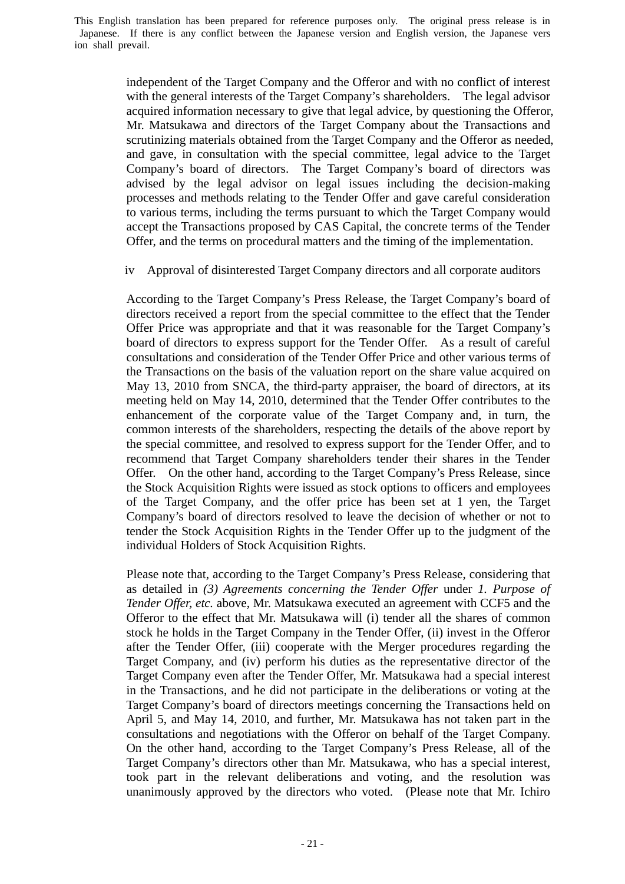independent of the Target Company and the Offeror and with no conflict of interest with the general interests of the Target Company's shareholders. The legal advisor acquired information necessary to give that legal advice, by questioning the Offeror, Mr. Matsukawa and directors of the Target Company about the Transactions and scrutinizing materials obtained from the Target Company and the Offeror as needed, and gave, in consultation with the special committee, legal advice to the Target Company's board of directors. The Target Company's board of directors was advised by the legal advisor on legal issues including the decision-making processes and methods relating to the Tender Offer and gave careful consideration to various terms, including the terms pursuant to which the Target Company would accept the Transactions proposed by CAS Capital, the concrete terms of the Tender Offer, and the terms on procedural matters and the timing of the implementation.

iv Approval of disinterested Target Company directors and all corporate auditors

According to the Target Company's Press Release, the Target Company's board of directors received a report from the special committee to the effect that the Tender Offer Price was appropriate and that it was reasonable for the Target Company's board of directors to express support for the Tender Offer. As a result of careful consultations and consideration of the Tender Offer Price and other various terms of the Transactions on the basis of the valuation report on the share value acquired on May 13, 2010 from SNCA, the third-party appraiser, the board of directors, at its meeting held on May 14, 2010, determined that the Tender Offer contributes to the enhancement of the corporate value of the Target Company and, in turn, the common interests of the shareholders, respecting the details of the above report by the special committee, and resolved to express support for the Tender Offer, and to recommend that Target Company shareholders tender their shares in the Tender Offer. On the other hand, according to the Target Company's Press Release, since the Stock Acquisition Rights were issued as stock options to officers and employees of the Target Company, and the offer price has been set at 1 yen, the Target Company's board of directors resolved to leave the decision of whether or not to tender the Stock Acquisition Rights in the Tender Offer up to the judgment of the individual Holders of Stock Acquisition Rights.

Please note that, according to the Target Company's Press Release, considering that as detailed in *(3) Agreements concerning the Tender Offer* under *1. Purpose of Tender Offer, etc.* above, Mr. Matsukawa executed an agreement with CCF5 and the Offeror to the effect that Mr. Matsukawa will (i) tender all the shares of common stock he holds in the Target Company in the Tender Offer, (ii) invest in the Offeror after the Tender Offer, (iii) cooperate with the Merger procedures regarding the Target Company, and (iv) perform his duties as the representative director of the Target Company even after the Tender Offer, Mr. Matsukawa had a special interest in the Transactions, and he did not participate in the deliberations or voting at the Target Company's board of directors meetings concerning the Transactions held on April 5, and May 14, 2010, and further, Mr. Matsukawa has not taken part in the consultations and negotiations with the Offeror on behalf of the Target Company. On the other hand, according to the Target Company's Press Release, all of the Target Company's directors other than Mr. Matsukawa, who has a special interest, took part in the relevant deliberations and voting, and the resolution was unanimously approved by the directors who voted. (Please note that Mr. Ichiro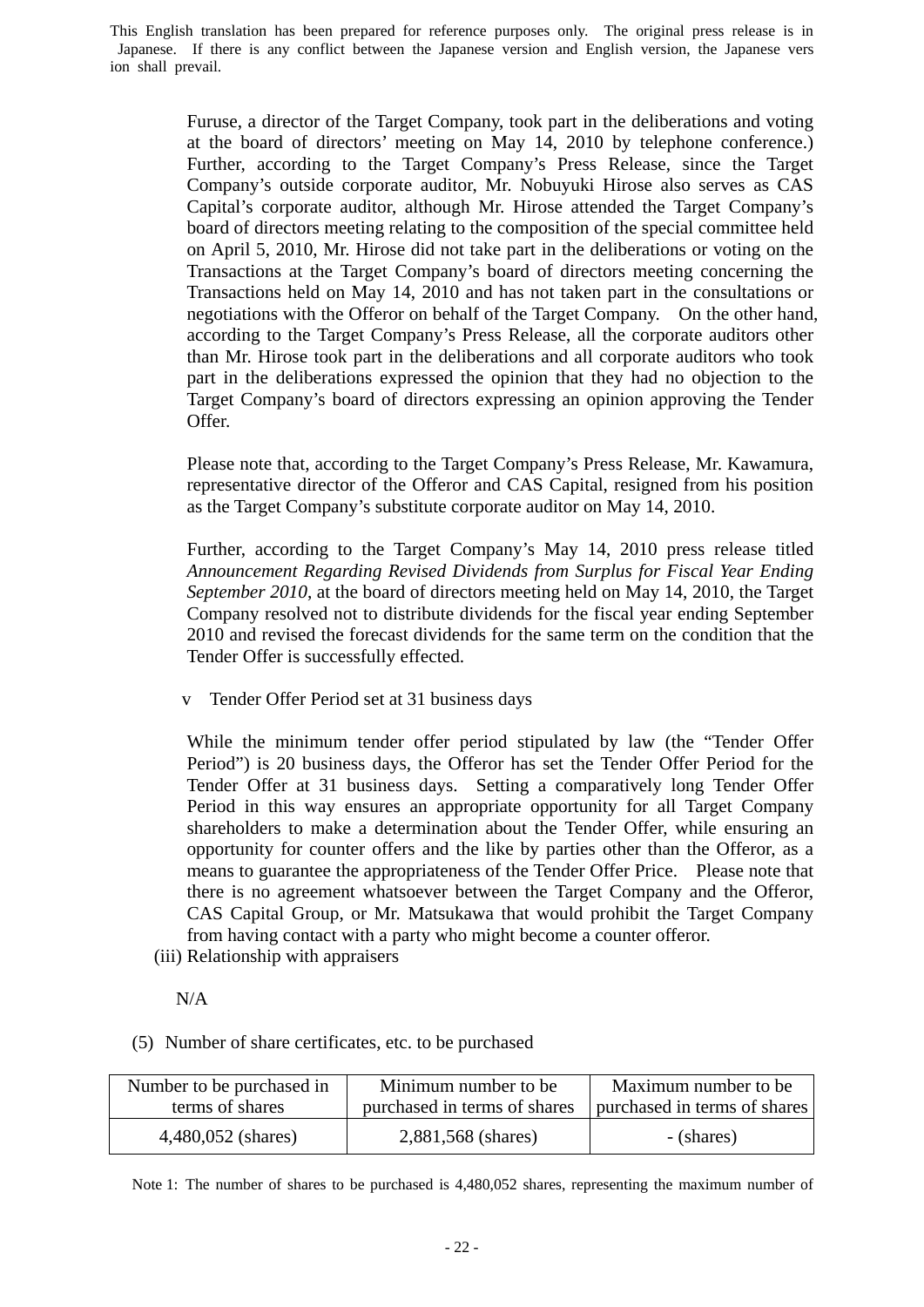This English translation has been prepared for reference purposes only. The original press release is in Japanese. If there is any conflict between the Japanese version and English version, the Japanese version shall prevail.

Furuse, a director of the Target Company, took part in the deliberations and voting at the board of directors' meeting on May 14, 2010 by telephone conference.) Further, according to the Target Company's Press Release, since the Target Company's outside corporate auditor, Mr. Nobuyuki Hirose also serves as CAS Capital's corporate auditor, although Mr. Hirose attended the Target Company's board of directors meeting relating to the composition of the special committee held on April 5, 2010, Mr. Hirose did not take part in the deliberations or voting on the Transactions at the Target Company's board of directors meeting concerning the Transactions held on May 14, 2010 and has not taken part in the consultations or negotiations with the Offeror on behalf of the Target Company. On the other hand, according to the Target Company's Press Release, all the corporate auditors other than Mr. Hirose took part in the deliberations and all corporate auditors who took part in the deliberations expressed the opinion that they had no objection to the Target Company's board of directors expressing an opinion approving the Tender Offer.

Please note that, according to the Target Company's Press Release, Mr. Kawamura, representative director of the Offeror and CAS Capital, resigned from his position as the Target Company's substitute corporate auditor on May 14, 2010.

Further, according to the Target Company's May 14, 2010 press release titled *Announcement Regarding Revised Dividends from Surplus for Fiscal Year Ending September 2010*, at the board of directors meeting held on May 14, 2010, the Target Company resolved not to distribute dividends for the fiscal year ending September 2010 and revised the forecast dividends for the same term on the condition that the Tender Offer is successfully effected.

v Tender Offer Period set at 31 business days

While the minimum tender offer period stipulated by law (the "Tender Offer Period") is 20 business days, the Offeror has set the Tender Offer Period for the Tender Offer at 31 business days. Setting a comparatively long Tender Offer Period in this way ensures an appropriate opportunity for all Target Company shareholders to make a determination about the Tender Offer, while ensuring an opportunity for counter offers and the like by parties other than the Offeror, as a means to guarantee the appropriateness of the Tender Offer Price. Please note that there is no agreement whatsoever between the Target Company and the Offeror, CAS Capital Group, or Mr. Matsukawa that would prohibit the Target Company from having contact with a party who might become a counter offeror.

(iii) Relationship with appraisers

N/A

(5) Number of share certificates, etc. to be purchased

| Number to be purchased in terms of shares | Minimum number to be purchased in terms of shares | Maximum number to be purchased in terms of shares |
|---|---|---|
| 4,480,052 (shares) | 2,881,568 (shares) | - (shares) |

Note 1: The number of shares to be purchased is 4,480,052 shares, representing the maximum number of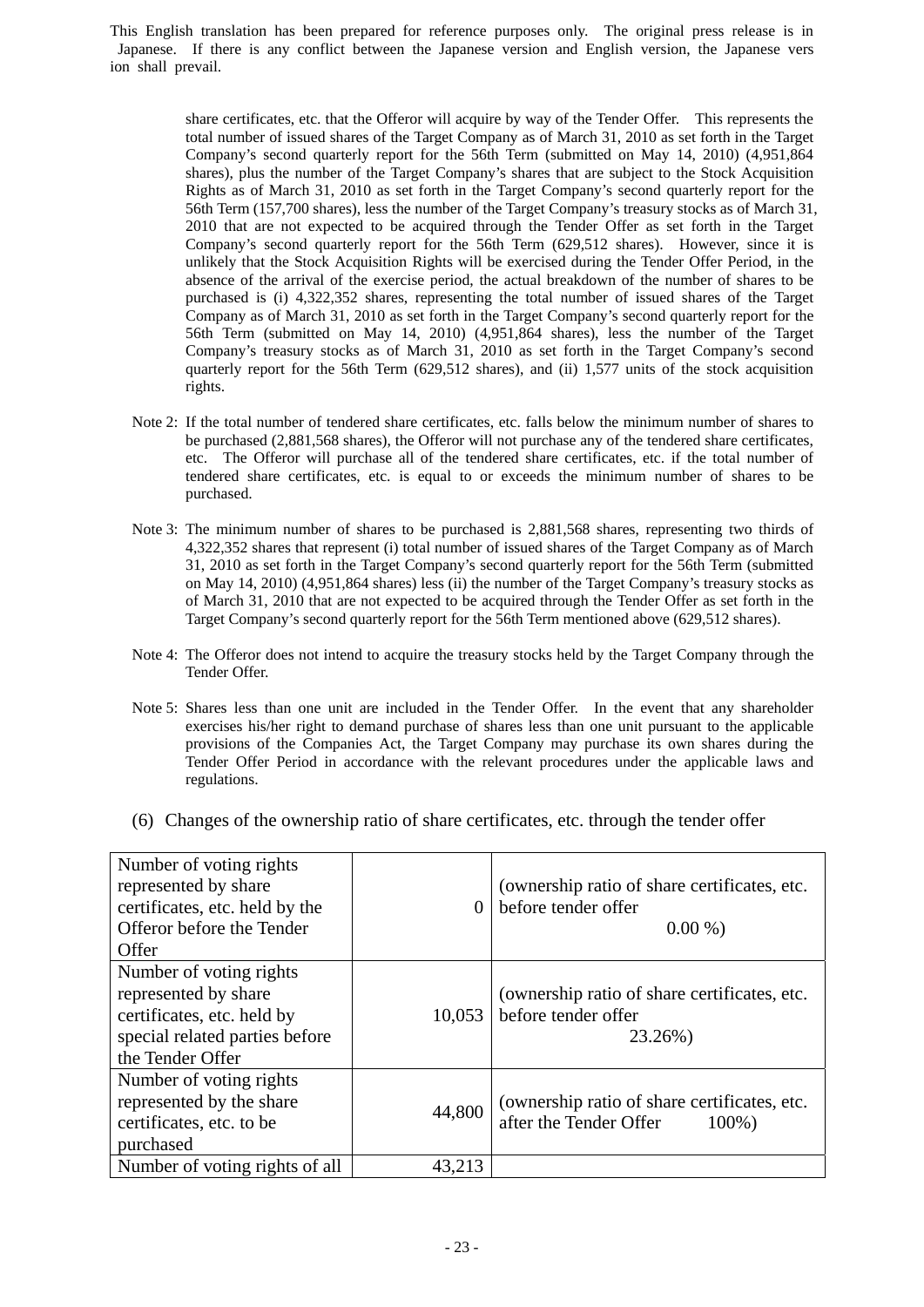share certificates, etc. that the Offeror will acquire by way of the Tender Offer. This represents the total number of issued shares of the Target Company as of March 31, 2010 as set forth in the Target Company's second quarterly report for the 56th Term (submitted on May 14, 2010) (4,951,864 shares), plus the number of the Target Company's shares that are subject to the Stock Acquisition Rights as of March 31, 2010 as set forth in the Target Company's second quarterly report for the 56th Term (157,700 shares), less the number of the Target Company's treasury stocks as of March 31, 2010 that are not expected to be acquired through the Tender Offer as set forth in the Target Company's second quarterly report for the 56th Term (629,512 shares). However, since it is unlikely that the Stock Acquisition Rights will be exercised during the Tender Offer Period, in the absence of the arrival of the exercise period, the actual breakdown of the number of shares to be purchased is (i) 4,322,352 shares, representing the total number of issued shares of the Target Company as of March 31, 2010 as set forth in the Target Company's second quarterly report for the 56th Term (submitted on May 14, 2010) (4,951,864 shares), less the number of the Target Company's treasury stocks as of March 31, 2010 as set forth in the Target Company's second quarterly report for the 56th Term (629,512 shares), and (ii) 1,577 units of the stock acquisition rights.

Note 2: If the total number of tendered share certificates, etc. falls below the minimum number of shares to be purchased (2,881,568 shares), the Offeror will not purchase any of the tendered share certificates, etc. The Offeror will purchase all of the tendered share certificates, etc. if the total number of tendered share certificates, etc. is equal to or exceeds the minimum number of shares to be purchased.

Note 3: The minimum number of shares to be purchased is 2,881,568 shares, representing two thirds of 4,322,352 shares that represent (i) total number of issued shares of the Target Company as of March 31, 2010 as set forth in the Target Company's second quarterly report for the 56th Term (submitted on May 14, 2010) (4,951,864 shares) less (ii) the number of the Target Company's treasury stocks as of March 31, 2010 that are not expected to be acquired through the Tender Offer as set forth in the Target Company's second quarterly report for the 56th Term mentioned above (629,512 shares).

Note 4: The Offeror does not intend to acquire the treasury stocks held by the Target Company through the Tender Offer.

Note 5: Shares less than one unit are included in the Tender Offer. In the event that any shareholder exercises his/her right to demand purchase of shares less than one unit pursuant to the applicable provisions of the Companies Act, the Target Company may purchase its own shares during the Tender Offer Period in accordance with the relevant procedures under the applicable laws and regulations.

(6) Changes of the ownership ratio of share certificates, etc. through the tender offer

| | | |
|---|---|---|
| Number of voting rights represented by share certificates, etc. held by the Offeror before the Tender Offer | 0 | (ownership ratio of share certificates, etc. before tender offer 0.00 %) |
| Number of voting rights represented by share certificates, etc. held by special related parties before the Tender Offer | 10,053 | (ownership ratio of share certificates, etc. before tender offer 23.26%) |
| Number of voting rights represented by the share certificates, etc. to be purchased | 44,800 | (ownership ratio of share certificates, etc. after the Tender Offer 100%) |
| Number of voting rights of all | 43,213 | |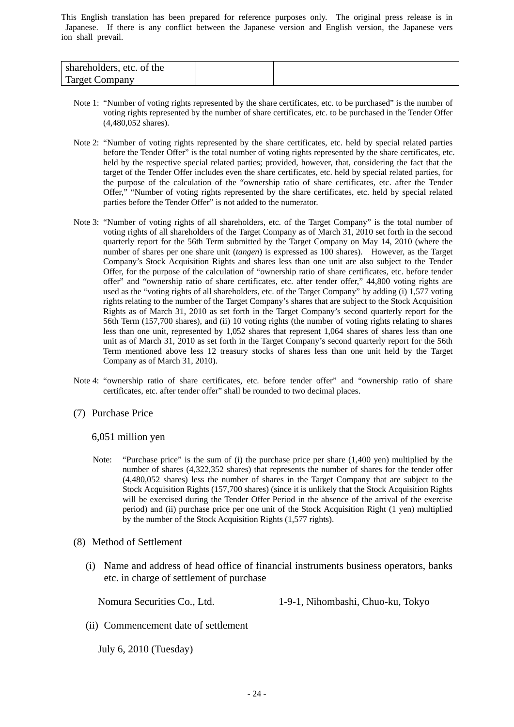This English translation has been prepared for reference purposes only. The original press release is in Japanese. If there is any conflict between the Japanese version and English version, the Japanese version shall prevail.

| shareholders, etc. of the Target Company | | |
|---|---|---|

Note 1: "Number of voting rights represented by the share certificates, etc. to be purchased" is the number of voting rights represented by the number of share certificates, etc. to be purchased in the Tender Offer (4,480,052 shares).

Note 2: "Number of voting rights represented by the share certificates, etc. held by special related parties before the Tender Offer" is the total number of voting rights represented by the share certificates, etc. held by the respective special related parties; provided, however, that, considering the fact that the target of the Tender Offer includes even the share certificates, etc. held by special related parties, for the purpose of the calculation of the "ownership ratio of share certificates, etc. after the Tender Offer," "Number of voting rights represented by the share certificates, etc. held by special related parties before the Tender Offer" is not added to the numerator.

Note 3: "Number of voting rights of all shareholders, etc. of the Target Company" is the total number of voting rights of all shareholders of the Target Company as of March 31, 2010 set forth in the second quarterly report for the 56th Term submitted by the Target Company on May 14, 2010 (where the number of shares per one share unit (*tangen*) is expressed as 100 shares). However, as the Target Company's Stock Acquisition Rights and shares less than one unit are also subject to the Tender Offer, for the purpose of the calculation of "ownership ratio of share certificates, etc. before tender offer" and "ownership ratio of share certificates, etc. after tender offer," 44,800 voting rights are used as the "voting rights of all shareholders, etc. of the Target Company" by adding (i) 1,577 voting rights relating to the number of the Target Company's shares that are subject to the Stock Acquisition Rights as of March 31, 2010 as set forth in the Target Company's second quarterly report for the 56th Term (157,700 shares), and (ii) 10 voting rights (the number of voting rights relating to shares less than one unit, represented by 1,052 shares that represent 1,064 shares of shares less than one unit as of March 31, 2010 as set forth in the Target Company's second quarterly report for the 56th Term mentioned above less 12 treasury stocks of shares less than one unit held by the Target Company as of March 31, 2010).

Note 4: "ownership ratio of share certificates, etc. before tender offer" and "ownership ratio of share certificates, etc. after tender offer" shall be rounded to two decimal places.

(7) Purchase Price

6,051 million yen

Note: "Purchase price" is the sum of (i) the purchase price per share (1,400 yen) multiplied by the number of shares (4,322,352 shares) that represents the number of shares for the tender offer (4,480,052 shares) less the number of shares in the Target Company that are subject to the Stock Acquisition Rights (157,700 shares) (since it is unlikely that the Stock Acquisition Rights will be exercised during the Tender Offer Period in the absence of the arrival of the exercise period) and (ii) purchase price per one unit of the Stock Acquisition Right (1 yen) multiplied by the number of the Stock Acquisition Rights (1,577 rights).

(8) Method of Settlement

(i) Name and address of head office of financial instruments business operators, banks etc. in charge of settlement of purchase

Nomura Securities Co., Ltd. 1-9-1, Nihombashi, Chuo-ku, Tokyo

(ii) Commencement date of settlement

July 6, 2010 (Tuesday)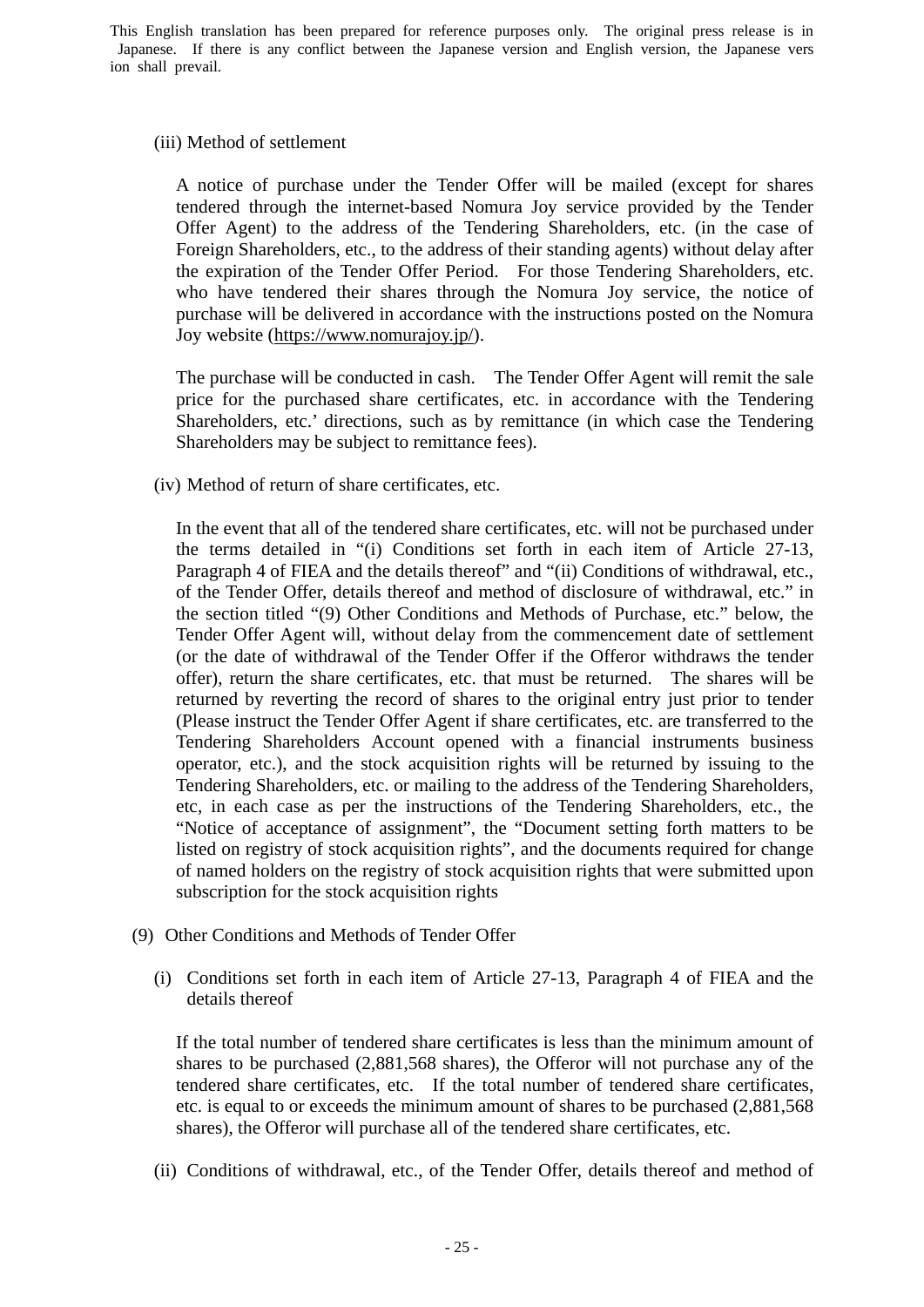This English translation has been prepared for reference purposes only. The original press release is in Japanese. If there is any conflict between the Japanese version and English version, the Japanese version shall prevail.

(iii) Method of settlement

A notice of purchase under the Tender Offer will be mailed (except for shares tendered through the internet-based Nomura Joy service provided by the Tender Offer Agent) to the address of the Tendering Shareholders, etc. (in the case of Foreign Shareholders, etc., to the address of their standing agents) without delay after the expiration of the Tender Offer Period. For those Tendering Shareholders, etc. who have tendered their shares through the Nomura Joy service, the notice of purchase will be delivered in accordance with the instructions posted on the Nomura Joy website (https://www.nomurajoy.jp/).

The purchase will be conducted in cash. The Tender Offer Agent will remit the sale price for the purchased share certificates, etc. in accordance with the Tendering Shareholders, etc.' directions, such as by remittance (in which case the Tendering Shareholders may be subject to remittance fees).

(iv) Method of return of share certificates, etc.

In the event that all of the tendered share certificates, etc. will not be purchased under the terms detailed in "(i) Conditions set forth in each item of Article 27-13, Paragraph 4 of FIEA and the details thereof" and "(ii) Conditions of withdrawal, etc., of the Tender Offer, details thereof and method of disclosure of withdrawal, etc." in the section titled "(9) Other Conditions and Methods of Purchase, etc." below, the Tender Offer Agent will, without delay from the commencement date of settlement (or the date of withdrawal of the Tender Offer if the Offeror withdraws the tender offer), return the share certificates, etc. that must be returned. The shares will be returned by reverting the record of shares to the original entry just prior to tender (Please instruct the Tender Offer Agent if share certificates, etc. are transferred to the Tendering Shareholders Account opened with a financial instruments business operator, etc.), and the stock acquisition rights will be returned by issuing to the Tendering Shareholders, etc. or mailing to the address of the Tendering Shareholders, etc, in each case as per the instructions of the Tendering Shareholders, etc., the "Notice of acceptance of assignment", the "Document setting forth matters to be listed on registry of stock acquisition rights", and the documents required for change of named holders on the registry of stock acquisition rights that were submitted upon subscription for the stock acquisition rights

(9) Other Conditions and Methods of Tender Offer

(i) Conditions set forth in each item of Article 27-13, Paragraph 4 of FIEA and the details thereof

If the total number of tendered share certificates is less than the minimum amount of shares to be purchased (2,881,568 shares), the Offeror will not purchase any of the tendered share certificates, etc. If the total number of tendered share certificates, etc. is equal to or exceeds the minimum amount of shares to be purchased (2,881,568 shares), the Offeror will purchase all of the tendered share certificates, etc.

(ii) Conditions of withdrawal, etc., of the Tender Offer, details thereof and method of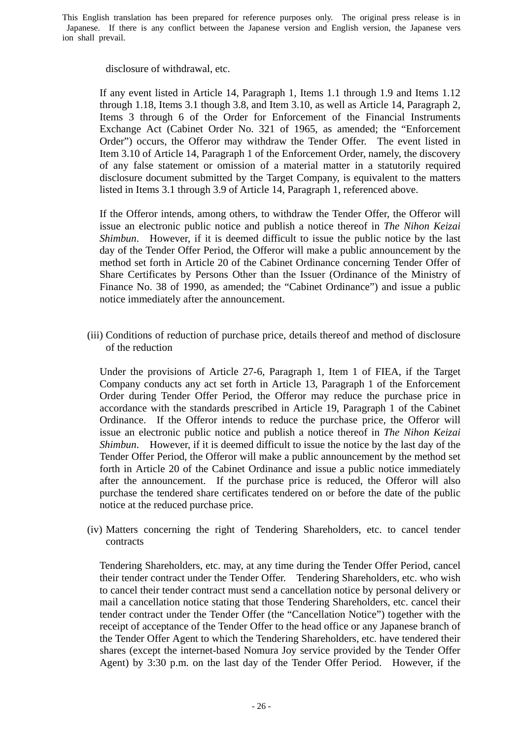disclosure of withdrawal, etc.

If any event listed in Article 14, Paragraph 1, Items 1.1 through 1.9 and Items 1.12 through 1.18, Items 3.1 though 3.8, and Item 3.10, as well as Article 14, Paragraph 2, Items 3 through 6 of the Order for Enforcement of the Financial Instruments Exchange Act (Cabinet Order No. 321 of 1965, as amended; the "Enforcement Order") occurs, the Offeror may withdraw the Tender Offer. The event listed in Item 3.10 of Article 14, Paragraph 1 of the Enforcement Order, namely, the discovery of any false statement or omission of a material matter in a statutorily required disclosure document submitted by the Target Company, is equivalent to the matters listed in Items 3.1 through 3.9 of Article 14, Paragraph 1, referenced above.

If the Offeror intends, among others, to withdraw the Tender Offer, the Offeror will issue an electronic public notice and publish a notice thereof in *The Nihon Keizai Shimbun*. However, if it is deemed difficult to issue the public notice by the last day of the Tender Offer Period, the Offeror will make a public announcement by the method set forth in Article 20 of the Cabinet Ordinance concerning Tender Offer of Share Certificates by Persons Other than the Issuer (Ordinance of the Ministry of Finance No. 38 of 1990, as amended; the "Cabinet Ordinance") and issue a public notice immediately after the announcement.

(iii) Conditions of reduction of purchase price, details thereof and method of disclosure of the reduction

Under the provisions of Article 27-6, Paragraph 1, Item 1 of FIEA, if the Target Company conducts any act set forth in Article 13, Paragraph 1 of the Enforcement Order during Tender Offer Period, the Offeror may reduce the purchase price in accordance with the standards prescribed in Article 19, Paragraph 1 of the Cabinet Ordinance. If the Offeror intends to reduce the purchase price, the Offeror will issue an electronic public notice and publish a notice thereof in *The Nihon Keizai Shimbun*. However, if it is deemed difficult to issue the notice by the last day of the Tender Offer Period, the Offeror will make a public announcement by the method set forth in Article 20 of the Cabinet Ordinance and issue a public notice immediately after the announcement. If the purchase price is reduced, the Offeror will also purchase the tendered share certificates tendered on or before the date of the public notice at the reduced purchase price.

(iv) Matters concerning the right of Tendering Shareholders, etc. to cancel tender contracts

Tendering Shareholders, etc. may, at any time during the Tender Offer Period, cancel their tender contract under the Tender Offer. Tendering Shareholders, etc. who wish to cancel their tender contract must send a cancellation notice by personal delivery or mail a cancellation notice stating that those Tendering Shareholders, etc. cancel their tender contract under the Tender Offer (the "Cancellation Notice") together with the receipt of acceptance of the Tender Offer to the head office or any Japanese branch of the Tender Offer Agent to which the Tendering Shareholders, etc. have tendered their shares (except the internet-based Nomura Joy service provided by the Tender Offer Agent) by 3:30 p.m. on the last day of the Tender Offer Period. However, if the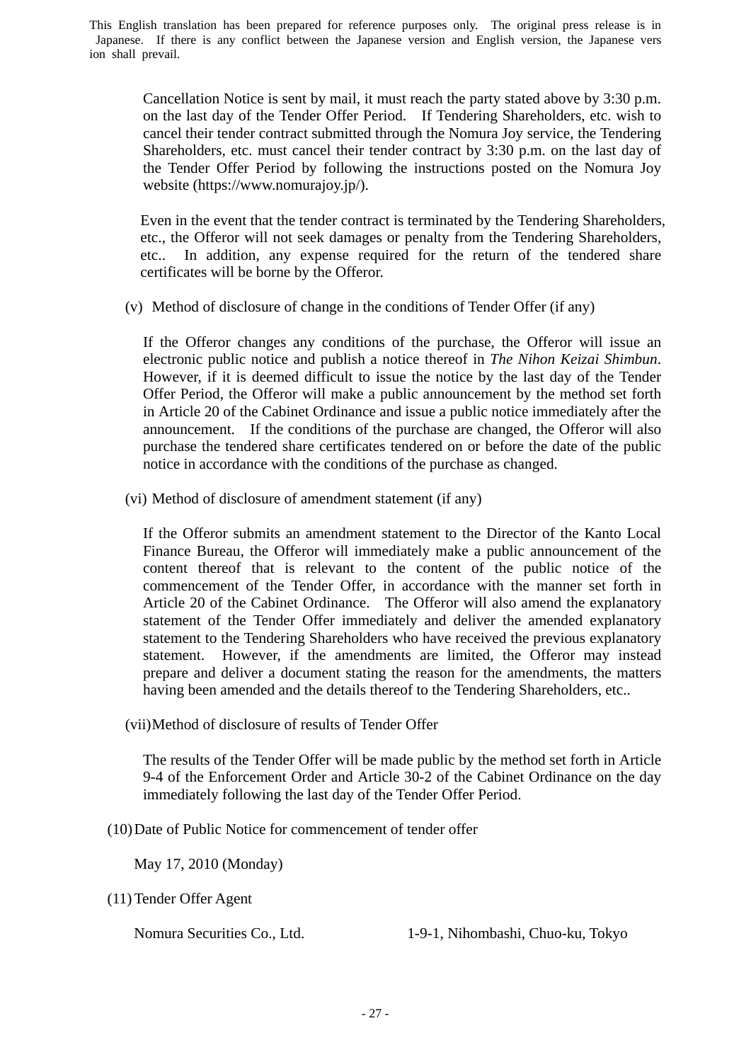This English translation has been prepared for reference purposes only. The original press release is in Japanese. If there is any conflict between the Japanese version and English version, the Japanese version shall prevail.

Cancellation Notice is sent by mail, it must reach the party stated above by 3:30 p.m. on the last day of the Tender Offer Period. If Tendering Shareholders, etc. wish to cancel their tender contract submitted through the Nomura Joy service, the Tendering Shareholders, etc. must cancel their tender contract by 3:30 p.m. on the last day of the Tender Offer Period by following the instructions posted on the Nomura Joy website (https://www.nomurajoy.jp/).

Even in the event that the tender contract is terminated by the Tendering Shareholders, etc., the Offeror will not seek damages or penalty from the Tendering Shareholders, etc.. In addition, any expense required for the return of the tendered share certificates will be borne by the Offeror.

(v) Method of disclosure of change in the conditions of Tender Offer (if any)

If the Offeror changes any conditions of the purchase, the Offeror will issue an electronic public notice and publish a notice thereof in *The Nihon Keizai Shimbun*. However, if it is deemed difficult to issue the notice by the last day of the Tender Offer Period, the Offeror will make a public announcement by the method set forth in Article 20 of the Cabinet Ordinance and issue a public notice immediately after the announcement. If the conditions of the purchase are changed, the Offeror will also purchase the tendered share certificates tendered on or before the date of the public notice in accordance with the conditions of the purchase as changed.

(vi) Method of disclosure of amendment statement (if any)

If the Offeror submits an amendment statement to the Director of the Kanto Local Finance Bureau, the Offeror will immediately make a public announcement of the content thereof that is relevant to the content of the public notice of the commencement of the Tender Offer, in accordance with the manner set forth in Article 20 of the Cabinet Ordinance. The Offeror will also amend the explanatory statement of the Tender Offer immediately and deliver the amended explanatory statement to the Tendering Shareholders who have received the previous explanatory statement. However, if the amendments are limited, the Offeror may instead prepare and deliver a document stating the reason for the amendments, the matters having been amended and the details thereof to the Tendering Shareholders, etc..

(vii) Method of disclosure of results of Tender Offer

The results of the Tender Offer will be made public by the method set forth in Article 9-4 of the Enforcement Order and Article 30-2 of the Cabinet Ordinance on the day immediately following the last day of the Tender Offer Period.

(10) Date of Public Notice for commencement of tender offer

May 17, 2010 (Monday)

(11) Tender Offer Agent

Nomura Securities Co., Ltd. 1-9-1, Nihombashi, Chuo-ku, Tokyo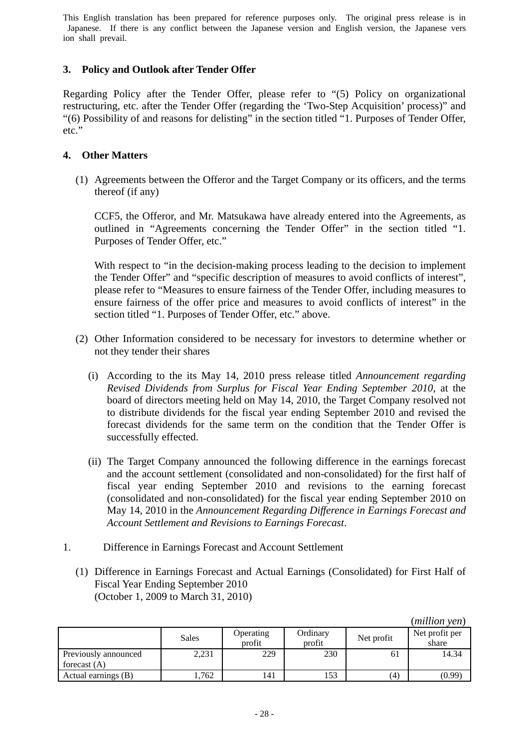This English translation has been prepared for reference purposes only. The original press release is in Japanese. If there is any conflict between the Japanese version and English version, the Japanese version shall prevail.

### 3. Policy and Outlook after Tender Offer

Regarding Policy after the Tender Offer, please refer to "(5) Policy on organizational restructuring, etc. after the Tender Offer (regarding the 'Two-Step Acquisition' process)" and "(6) Possibility of and reasons for delisting" in the section titled "1. Purposes of Tender Offer, etc."

### 4. Other Matters

(1) Agreements between the Offeror and the Target Company or its officers, and the terms thereof (if any)

CCF5, the Offeror, and Mr. Matsukawa have already entered into the Agreements, as outlined in "Agreements concerning the Tender Offer" in the section titled "1. Purposes of Tender Offer, etc."

With respect to "in the decision-making process leading to the decision to implement the Tender Offer" and "specific description of measures to avoid conflicts of interest", please refer to "Measures to ensure fairness of the Tender Offer, including measures to ensure fairness of the offer price and measures to avoid conflicts of interest" in the section titled "1. Purposes of Tender Offer, etc." above.

(2) Other Information considered to be necessary for investors to determine whether or not they tender their shares

(i) According to the its May 14, 2010 press release titled *Announcement regarding Revised Dividends from Surplus for Fiscal Year Ending September 2010*, at the board of directors meeting held on May 14, 2010, the Target Company resolved not to distribute dividends for the fiscal year ending September 2010 and revised the forecast dividends for the same term on the condition that the Tender Offer is successfully effected.

(ii) The Target Company announced the following difference in the earnings forecast and the account settlement (consolidated and non-consolidated) for the first half of fiscal year ending September 2010 and revisions to the earning forecast (consolidated and non-consolidated) for the fiscal year ending September 2010 on May 14, 2010 in the *Announcement Regarding Difference in Earnings Forecast and Account Settlement and Revisions to Earnings Forecast*.

1. Difference in Earnings Forecast and Account Settlement

(1) Difference in Earnings Forecast and Actual Earnings (Consolidated) for First Half of Fiscal Year Ending September 2010
(October 1, 2009 to March 31, 2010)

(*million yen*)

| | Sales | Operating profit | Ordinary profit | Net profit | Net profit per share |
|---|---|---|---|---|---|
| Previously announced forecast (A) | 2,231 | 229 | 230 | 61 | 14.34 |
| Actual earnings (B) | 1,762 | 141 | 153 | (4) | (0.99) |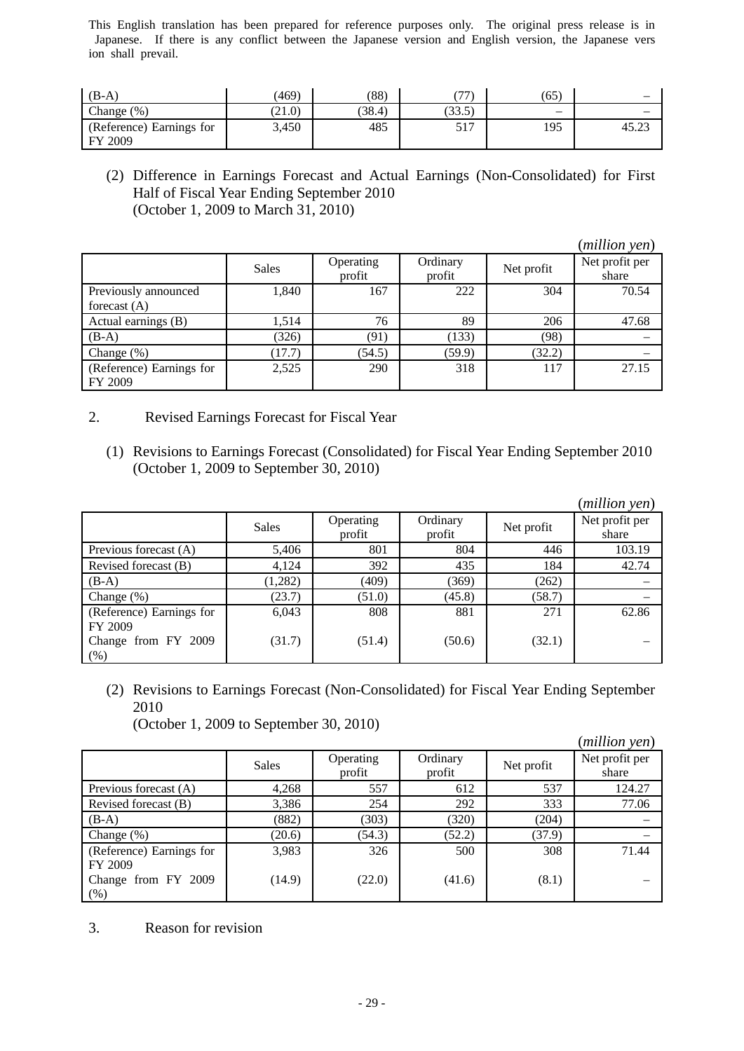This English translation has been prepared for reference purposes only. The original press release is in Japanese. If there is any conflict between the Japanese version and English version, the Japanese version shall prevail.

| | | | | | |
|---|---|---|---|---|---|
| (B-A) | (469) | (88) | (77) | (65) | – |
| Change (%) | (21.0) | (38.4) | (33.5) | – | – |
| (Reference) Earnings for FY 2009 | 3,450 | 485 | 517 | 195 | 45.23 |

(2) Difference in Earnings Forecast and Actual Earnings (Non-Consolidated) for First Half of Fiscal Year Ending September 2010
(October 1, 2009 to March 31, 2010)

(*million yen*)

| | Sales | Operating profit | Ordinary profit | Net profit | Net profit per share |
|---|---|---|---|---|---|
| Previously announced forecast (A) | 1,840 | 167 | 222 | 304 | 70.54 |
| Actual earnings (B) | 1,514 | 76 | 89 | 206 | 47.68 |
| (B-A) | (326) | (91) | (133) | (98) | – |
| Change (%) | (17.7) | (54.5) | (59.9) | (32.2) | – |
| (Reference) Earnings for FY 2009 | 2,525 | 290 | 318 | 117 | 27.15 |

2. Revised Earnings Forecast for Fiscal Year

(1) Revisions to Earnings Forecast (Consolidated) for Fiscal Year Ending September 2010
(October 1, 2009 to September 30, 2010)

(*million yen*)

| | Sales | Operating profit | Ordinary profit | Net profit | Net profit per share |
|---|---|---|---|---|---|
| Previous forecast (A) | 5,406 | 801 | 804 | 446 | 103.19 |
| Revised forecast (B) | 4,124 | 392 | 435 | 184 | 42.74 |
| (B-A) | (1,282) | (409) | (369) | (262) | – |
| Change (%) | (23.7) | (51.0) | (45.8) | (58.7) | – |
| (Reference) Earnings for FY 2009 | 6,043 | 808 | 881 | 271 | 62.86 |
| Change from FY 2009 (%) | (31.7) | (51.4) | (50.6) | (32.1) | – |

(2) Revisions to Earnings Forecast (Non-Consolidated) for Fiscal Year Ending September 2010
(October 1, 2009 to September 30, 2010)

(*million yen*)

| | Sales | Operating profit | Ordinary profit | Net profit | Net profit per share |
|---|---|---|---|---|---|
| Previous forecast (A) | 4,268 | 557 | 612 | 537 | 124.27 |
| Revised forecast (B) | 3,386 | 254 | 292 | 333 | 77.06 |
| (B-A) | (882) | (303) | (320) | (204) | – |
| Change (%) | (20.6) | (54.3) | (52.2) | (37.9) | – |
| (Reference) Earnings for FY 2009 | 3,983 | 326 | 500 | 308 | 71.44 |
| Change from FY 2009 (%) | (14.9) | (22.0) | (41.6) | (8.1) | – |

3. Reason for revision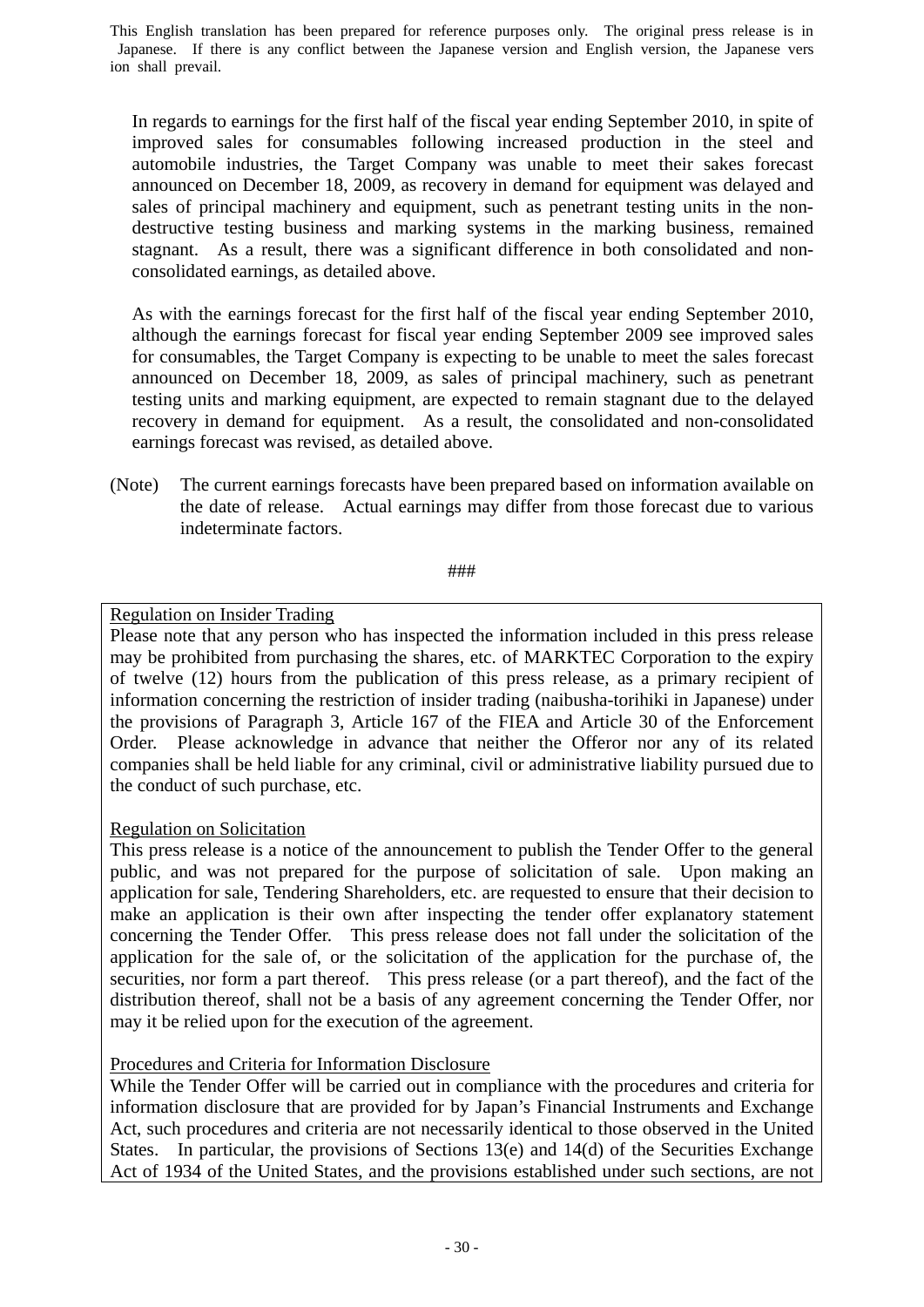This English translation has been prepared for reference purposes only. The original press release is in Japanese. If there is any conflict between the Japanese version and English version, the Japanese vers ion shall prevail.

In regards to earnings for the first half of the fiscal year ending September 2010, in spite of improved sales for consumables following increased production in the steel and automobile industries, the Target Company was unable to meet their sakes forecast announced on December 18, 2009, as recovery in demand for equipment was delayed and sales of principal machinery and equipment, such as penetrant testing units in the non-destructive testing business and marking systems in the marking business, remained stagnant. As a result, there was a significant difference in both consolidated and non-consolidated earnings, as detailed above.

As with the earnings forecast for the first half of the fiscal year ending September 2010, although the earnings forecast for fiscal year ending September 2009 see improved sales for consumables, the Target Company is expecting to be unable to meet the sales forecast announced on December 18, 2009, as sales of principal machinery, such as penetrant testing units and marking equipment, are expected to remain stagnant due to the delayed recovery in demand for equipment. As a result, the consolidated and non-consolidated earnings forecast was revised, as detailed above.

(Note) The current earnings forecasts have been prepared based on information available on the date of release. Actual earnings may differ from those forecast due to various indeterminate factors.

###

Regulation on Insider Trading

Please note that any person who has inspected the information included in this press release may be prohibited from purchasing the shares, etc. of MARKTEC Corporation to the expiry of twelve (12) hours from the publication of this press release, as a primary recipient of information concerning the restriction of insider trading (naibusha-torihiki in Japanese) under the provisions of Paragraph 3, Article 167 of the FIEA and Article 30 of the Enforcement Order. Please acknowledge in advance that neither the Offeror nor any of its related companies shall be held liable for any criminal, civil or administrative liability pursued due to the conduct of such purchase, etc.

Regulation on Solicitation

This press release is a notice of the announcement to publish the Tender Offer to the general public, and was not prepared for the purpose of solicitation of sale. Upon making an application for sale, Tendering Shareholders, etc. are requested to ensure that their decision to make an application is their own after inspecting the tender offer explanatory statement concerning the Tender Offer. This press release does not fall under the solicitation of the application for the sale of, or the solicitation of the application for the purchase of, the securities, nor form a part thereof. This press release (or a part thereof), and the fact of the distribution thereof, shall not be a basis of any agreement concerning the Tender Offer, nor may it be relied upon for the execution of the agreement.

Procedures and Criteria for Information Disclosure

While the Tender Offer will be carried out in compliance with the procedures and criteria for information disclosure that are provided for by Japan's Financial Instruments and Exchange Act, such procedures and criteria are not necessarily identical to those observed in the United States. In particular, the provisions of Sections 13(e) and 14(d) of the Securities Exchange Act of 1934 of the United States, and the provisions established under such sections, are not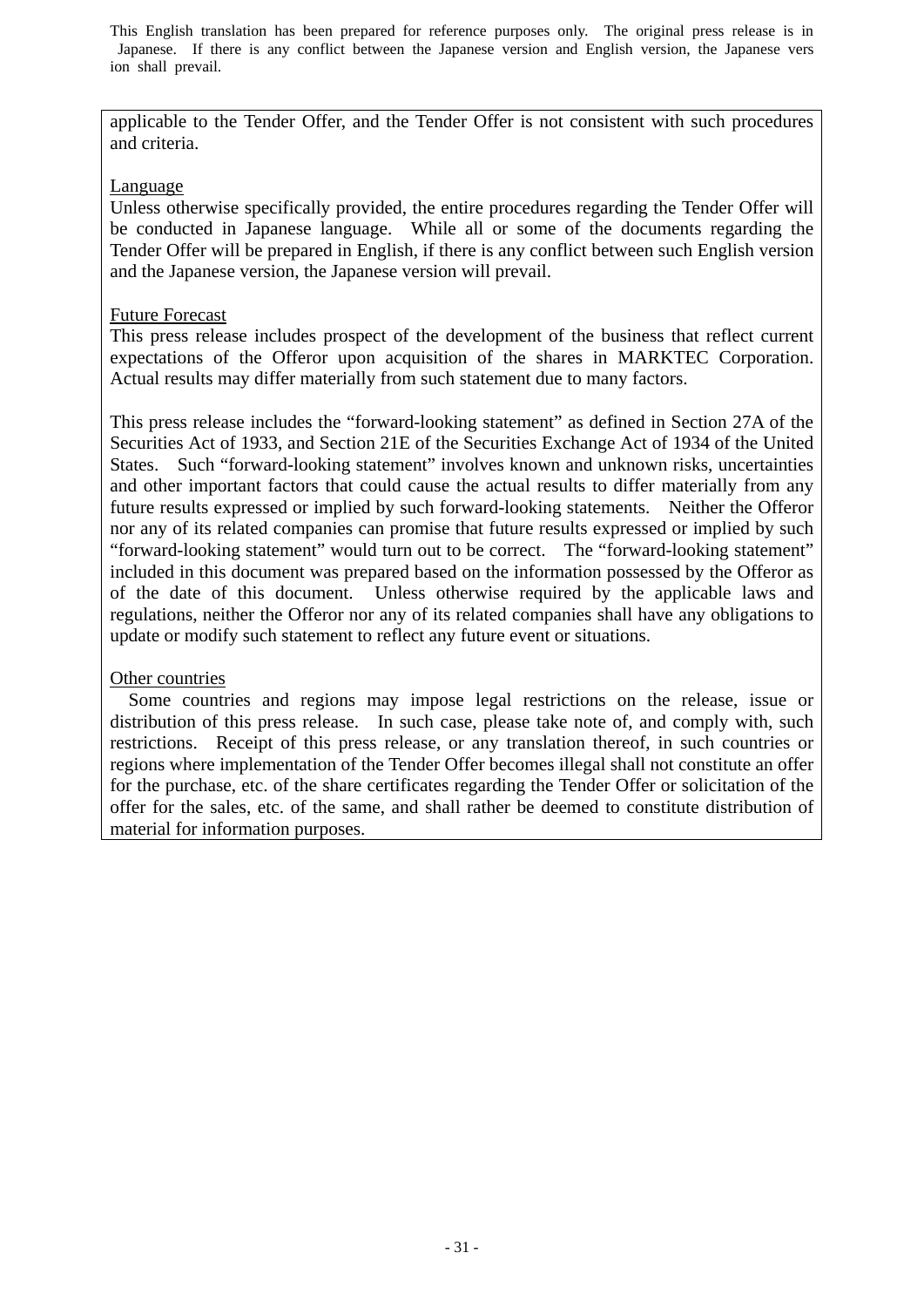This English translation has been prepared for reference purposes only. The original press release is in Japanese. If there is any conflict between the Japanese version and English version, the Japanese version shall prevail.

applicable to the Tender Offer, and the Tender Offer is not consistent with such procedures and criteria.

Language

Unless otherwise specifically provided, the entire procedures regarding the Tender Offer will be conducted in Japanese language. While all or some of the documents regarding the Tender Offer will be prepared in English, if there is any conflict between such English version and the Japanese version, the Japanese version will prevail.

Future Forecast

This press release includes prospect of the development of the business that reflect current expectations of the Offeror upon acquisition of the shares in MARKTEC Corporation. Actual results may differ materially from such statement due to many factors.

This press release includes the "forward-looking statement" as defined in Section 27A of the Securities Act of 1933, and Section 21E of the Securities Exchange Act of 1934 of the United States. Such "forward-looking statement" involves known and unknown risks, uncertainties and other important factors that could cause the actual results to differ materially from any future results expressed or implied by such forward-looking statements. Neither the Offeror nor any of its related companies can promise that future results expressed or implied by such "forward-looking statement" would turn out to be correct. The "forward-looking statement" included in this document was prepared based on the information possessed by the Offeror as of the date of this document. Unless otherwise required by the applicable laws and regulations, neither the Offeror nor any of its related companies shall have any obligations to update or modify such statement to reflect any future event or situations.

Other countries

Some countries and regions may impose legal restrictions on the release, issue or distribution of this press release. In such case, please take note of, and comply with, such restrictions. Receipt of this press release, or any translation thereof, in such countries or regions where implementation of the Tender Offer becomes illegal shall not constitute an offer for the purchase, etc. of the share certificates regarding the Tender Offer or solicitation of the offer for the sales, etc. of the same, and shall rather be deemed to constitute distribution of material for information purposes.